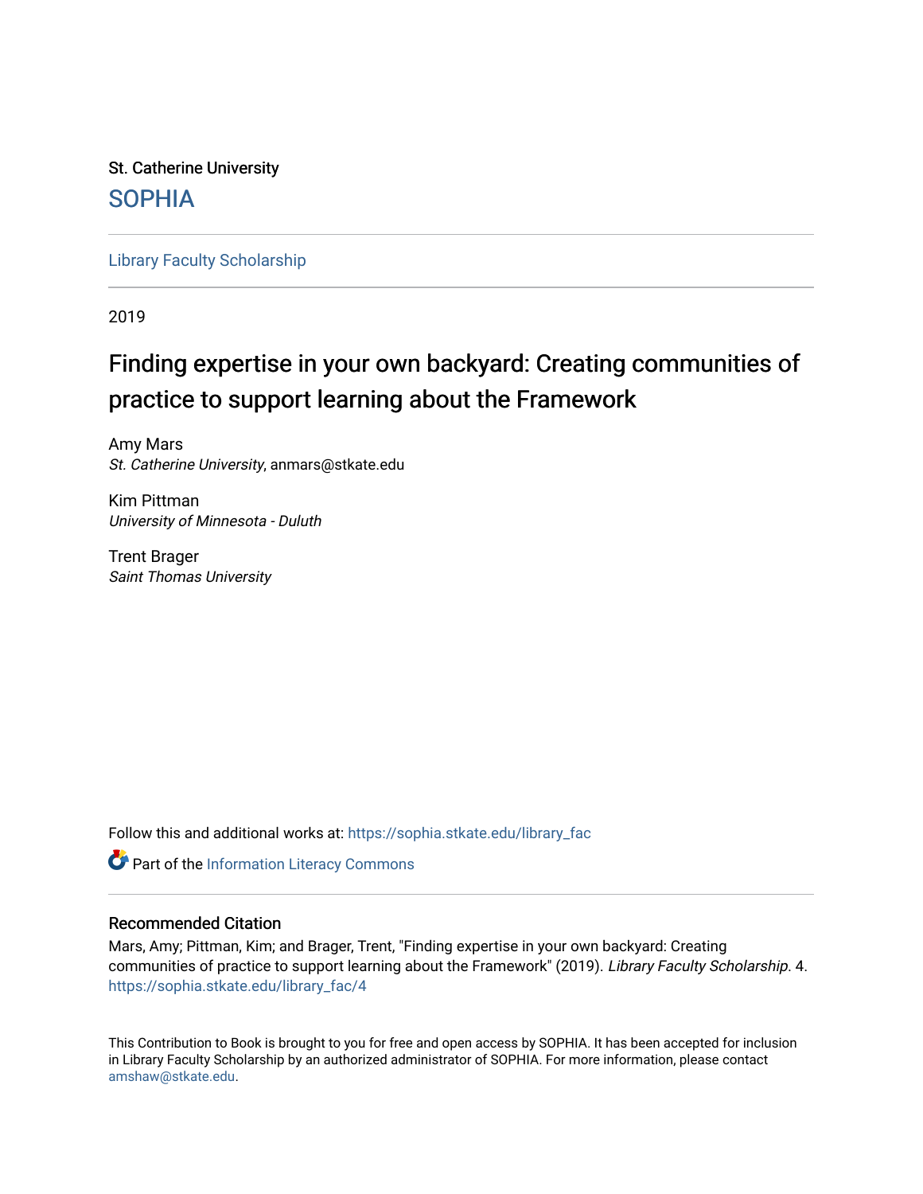St. Catherine University

SOPHIA

Library Faculty Scholarship

2019

# Finding expertise in your own backyard: Creating communities of practice to support learning about the Framework

Amy Mars  
*St. Catherine University*, anmars@stkate.edu

Kim Pittman  
*University of Minnesota - Duluth*

Trent Brager  
*Saint Thomas University*

Follow this and additional works at: https://sophia.stkate.edu/library_fac

Part of the Information Literacy Commons

## Recommended Citation

Mars, Amy; Pittman, Kim; and Brager, Trent, "Finding expertise in your own backyard: Creating communities of practice to support learning about the Framework" (2019). *Library Faculty Scholarship*. 4.  
https://sophia.stkate.edu/library_fac/4

This Contribution to Book is brought to you for free and open access by SOPHIA. It has been accepted for inclusion in Library Faculty Scholarship by an authorized administrator of SOPHIA. For more information, please contact amshaw@stkate.edu.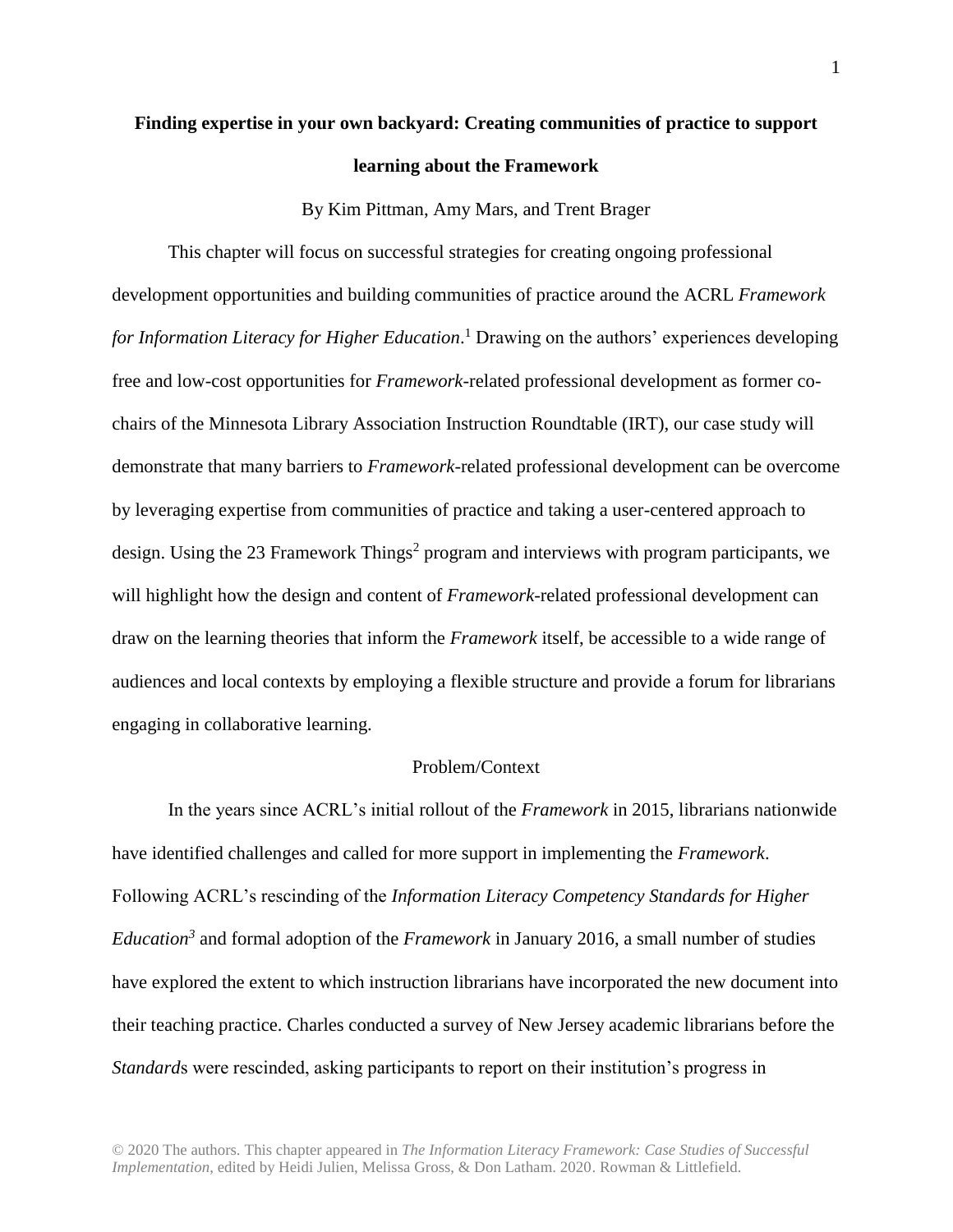# Finding expertise in your own backyard: Creating communities of practice to support learning about the Framework

By Kim Pittman, Amy Mars, and Trent Brager

This chapter will focus on successful strategies for creating ongoing professional development opportunities and building communities of practice around the ACRL *Framework for Information Literacy for Higher Education*.[1] Drawing on the authors' experiences developing free and low-cost opportunities for *Framework*-related professional development as former co-chairs of the Minnesota Library Association Instruction Roundtable (IRT), our case study will demonstrate that many barriers to *Framework*-related professional development can be overcome by leveraging expertise from communities of practice and taking a user-centered approach to design. Using the 23 Framework Things[2] program and interviews with program participants, we will highlight how the design and content of *Framework*-related professional development can draw on the learning theories that inform the *Framework* itself, be accessible to a wide range of audiences and local contexts by employing a flexible structure and provide a forum for librarians engaging in collaborative learning.

## Problem/Context

In the years since ACRL's initial rollout of the *Framework* in 2015, librarians nationwide have identified challenges and called for more support in implementing the *Framework*. Following ACRL's rescinding of the *Information Literacy Competency Standards for Higher Education*[3] and formal adoption of the *Framework* in January 2016, a small number of studies have explored the extent to which instruction librarians have incorporated the new document into their teaching practice. Charles conducted a survey of New Jersey academic librarians before the *Standards* were rescinded, asking participants to report on their institution's progress in

© 2020 The authors. This chapter appeared in *The Information Literacy Framework: Case Studies of Successful Implementation*, edited by Heidi Julien, Melissa Gross, & Don Latham. 2020. Rowman & Littlefield.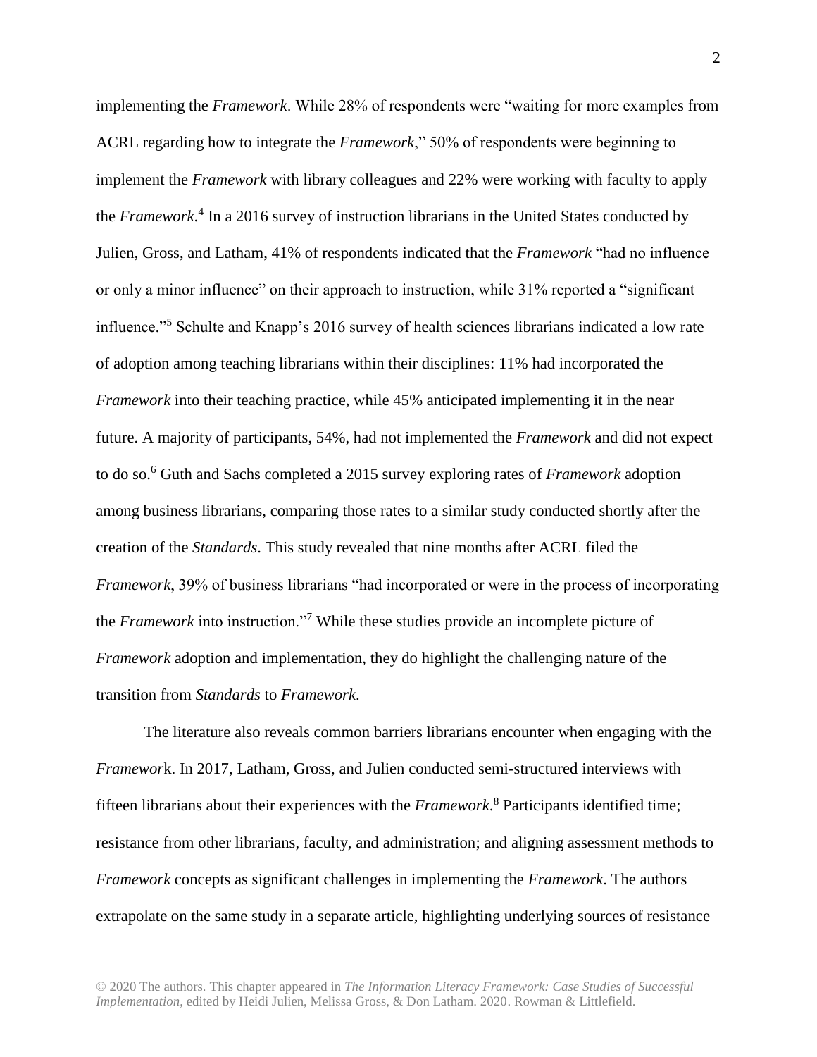implementing the *Framework*. While 28% of respondents were "waiting for more examples from ACRL regarding how to integrate the *Framework*," 50% of respondents were beginning to implement the *Framework* with library colleagues and 22% were working with faculty to apply the *Framework*.[4] In a 2016 survey of instruction librarians in the United States conducted by Julien, Gross, and Latham, 41% of respondents indicated that the *Framework* "had no influence or only a minor influence" on their approach to instruction, while 31% reported a "significant influence."[5] Schulte and Knapp's 2016 survey of health sciences librarians indicated a low rate of adoption among teaching librarians within their disciplines: 11% had incorporated the *Framework* into their teaching practice, while 45% anticipated implementing it in the near future. A majority of participants, 54%, had not implemented the *Framework* and did not expect to do so.[6] Guth and Sachs completed a 2015 survey exploring rates of *Framework* adoption among business librarians, comparing those rates to a similar study conducted shortly after the creation of the *Standards*. This study revealed that nine months after ACRL filed the *Framework*, 39% of business librarians "had incorporated or were in the process of incorporating the *Framework* into instruction."[7] While these studies provide an incomplete picture of *Framework* adoption and implementation, they do highlight the challenging nature of the transition from *Standards* to *Framework*.

The literature also reveals common barriers librarians encounter when engaging with the *Framewor*k. In 2017, Latham, Gross, and Julien conducted semi-structured interviews with fifteen librarians about their experiences with the *Framework*.[8] Participants identified time; resistance from other librarians, faculty, and administration; and aligning assessment methods to *Framework* concepts as significant challenges in implementing the *Framework*. The authors extrapolate on the same study in a separate article, highlighting underlying sources of resistance

© 2020 The authors. This chapter appeared in *The Information Literacy Framework: Case Studies of Successful Implementation*, edited by Heidi Julien, Melissa Gross, & Don Latham. 2020. Rowman & Littlefield.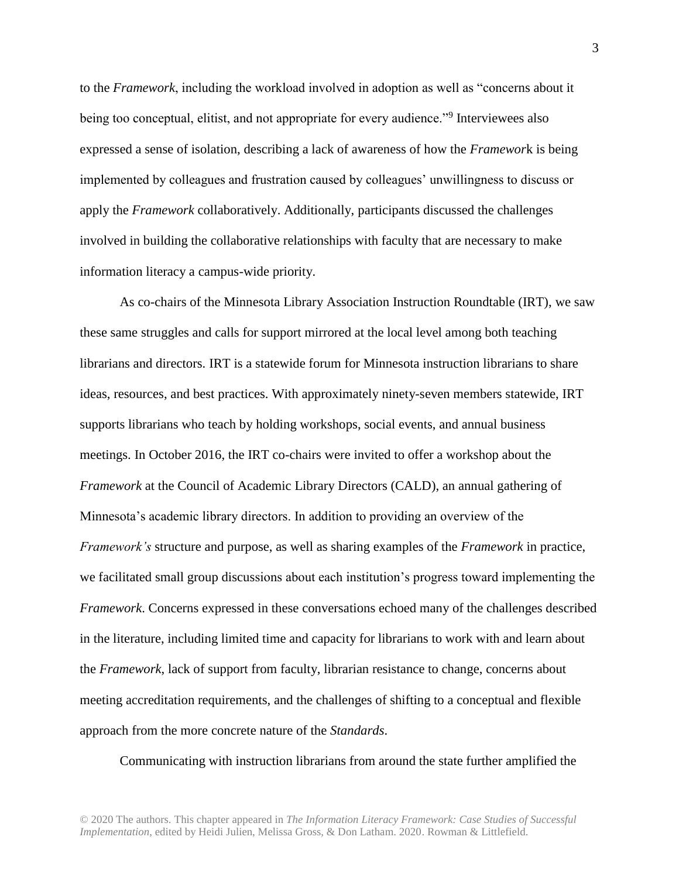to the *Framework*, including the workload involved in adoption as well as "concerns about it being too conceptual, elitist, and not appropriate for every audience."[9] Interviewees also expressed a sense of isolation, describing a lack of awareness of how the *Framework* is being implemented by colleagues and frustration caused by colleagues' unwillingness to discuss or apply the *Framework* collaboratively. Additionally, participants discussed the challenges involved in building the collaborative relationships with faculty that are necessary to make information literacy a campus-wide priority.

As co-chairs of the Minnesota Library Association Instruction Roundtable (IRT), we saw these same struggles and calls for support mirrored at the local level among both teaching librarians and directors. IRT is a statewide forum for Minnesota instruction librarians to share ideas, resources, and best practices. With approximately ninety-seven members statewide, IRT supports librarians who teach by holding workshops, social events, and annual business meetings. In October 2016, the IRT co-chairs were invited to offer a workshop about the *Framework* at the Council of Academic Library Directors (CALD), an annual gathering of Minnesota's academic library directors. In addition to providing an overview of the *Framework's* structure and purpose, as well as sharing examples of the *Framework* in practice, we facilitated small group discussions about each institution's progress toward implementing the *Framework*. Concerns expressed in these conversations echoed many of the challenges described in the literature, including limited time and capacity for librarians to work with and learn about the *Framework*, lack of support from faculty, librarian resistance to change, concerns about meeting accreditation requirements, and the challenges of shifting to a conceptual and flexible approach from the more concrete nature of the *Standards*.

Communicating with instruction librarians from around the state further amplified the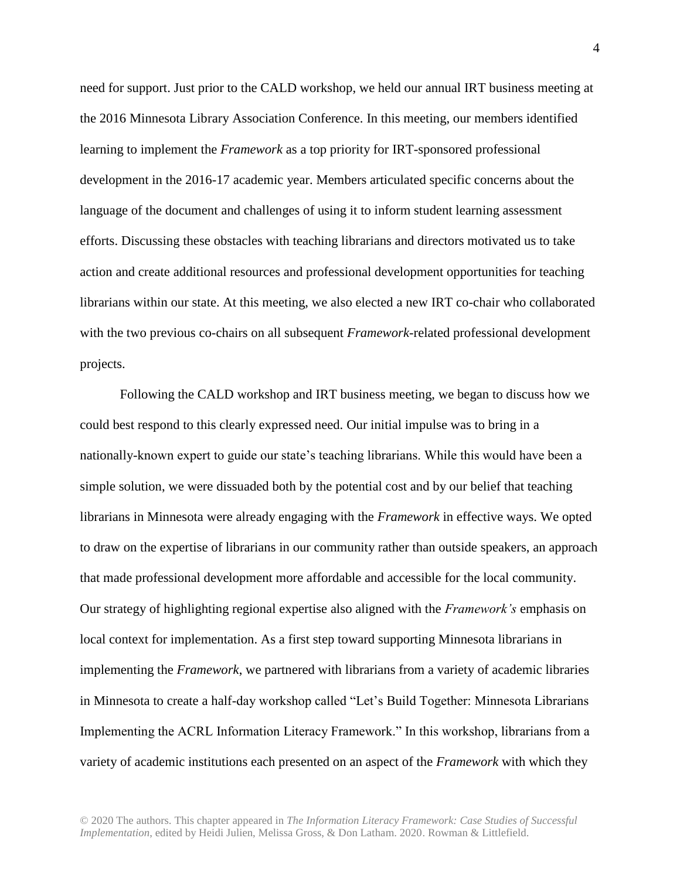need for support. Just prior to the CALD workshop, we held our annual IRT business meeting at the 2016 Minnesota Library Association Conference. In this meeting, our members identified learning to implement the *Framework* as a top priority for IRT-sponsored professional development in the 2016-17 academic year. Members articulated specific concerns about the language of the document and challenges of using it to inform student learning assessment efforts. Discussing these obstacles with teaching librarians and directors motivated us to take action and create additional resources and professional development opportunities for teaching librarians within our state. At this meeting, we also elected a new IRT co-chair who collaborated with the two previous co-chairs on all subsequent *Framework*-related professional development projects.

Following the CALD workshop and IRT business meeting, we began to discuss how we could best respond to this clearly expressed need. Our initial impulse was to bring in a nationally-known expert to guide our state's teaching librarians. While this would have been a simple solution, we were dissuaded both by the potential cost and by our belief that teaching librarians in Minnesota were already engaging with the *Framework* in effective ways. We opted to draw on the expertise of librarians in our community rather than outside speakers, an approach that made professional development more affordable and accessible for the local community. Our strategy of highlighting regional expertise also aligned with the *Framework's* emphasis on local context for implementation. As a first step toward supporting Minnesota librarians in implementing the *Framework*, we partnered with librarians from a variety of academic libraries in Minnesota to create a half-day workshop called "Let's Build Together: Minnesota Librarians Implementing the ACRL Information Literacy Framework." In this workshop, librarians from a variety of academic institutions each presented on an aspect of the *Framework* with which they

© 2020 The authors. This chapter appeared in *The Information Literacy Framework: Case Studies of Successful Implementation*, edited by Heidi Julien, Melissa Gross, & Don Latham. 2020. Rowman & Littlefield.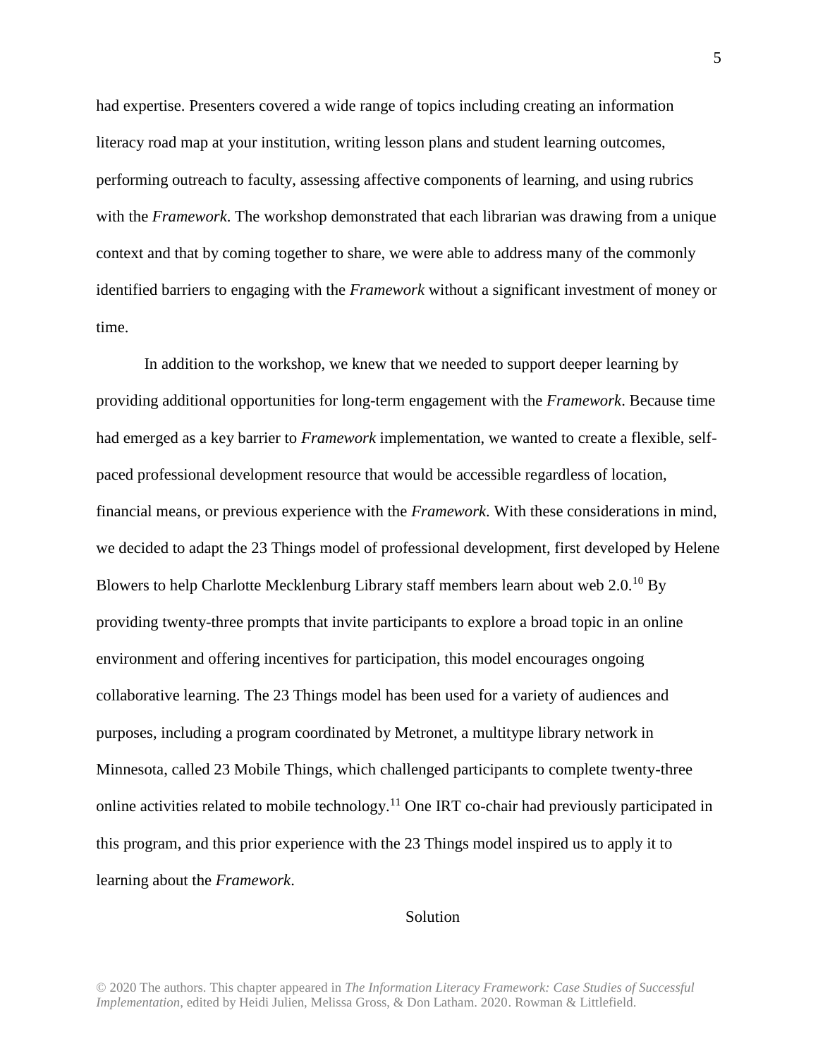had expertise. Presenters covered a wide range of topics including creating an information literacy road map at your institution, writing lesson plans and student learning outcomes, performing outreach to faculty, assessing affective components of learning, and using rubrics with the *Framework*. The workshop demonstrated that each librarian was drawing from a unique context and that by coming together to share, we were able to address many of the commonly identified barriers to engaging with the *Framework* without a significant investment of money or time.

In addition to the workshop, we knew that we needed to support deeper learning by providing additional opportunities for long-term engagement with the *Framework*. Because time had emerged as a key barrier to *Framework* implementation, we wanted to create a flexible, self-paced professional development resource that would be accessible regardless of location, financial means, or previous experience with the *Framework*. With these considerations in mind, we decided to adapt the 23 Things model of professional development, first developed by Helene Blowers to help Charlotte Mecklenburg Library staff members learn about web 2.0.[10] By providing twenty-three prompts that invite participants to explore a broad topic in an online environment and offering incentives for participation, this model encourages ongoing collaborative learning. The 23 Things model has been used for a variety of audiences and purposes, including a program coordinated by Metronet, a multitype library network in Minnesota, called 23 Mobile Things, which challenged participants to complete twenty-three online activities related to mobile technology.[11] One IRT co-chair had previously participated in this program, and this prior experience with the 23 Things model inspired us to apply it to learning about the *Framework*.

## Solution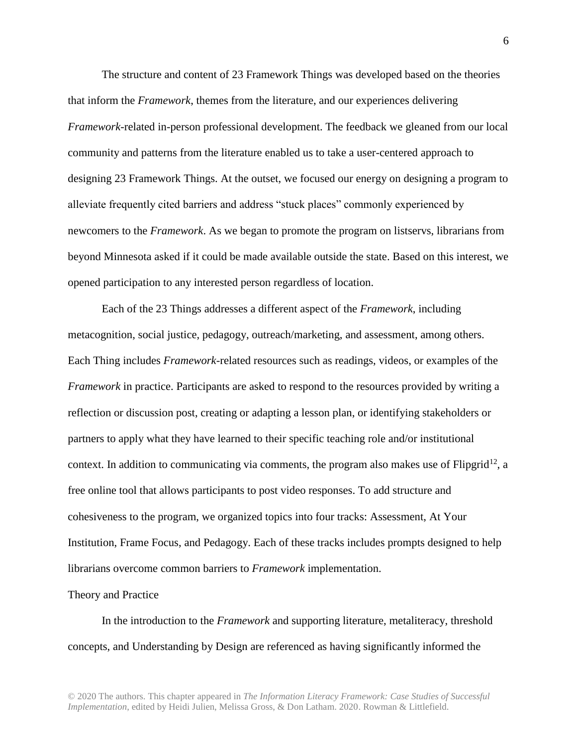The structure and content of 23 Framework Things was developed based on the theories that inform the *Framework*, themes from the literature, and our experiences delivering *Framework*-related in-person professional development. The feedback we gleaned from our local community and patterns from the literature enabled us to take a user-centered approach to designing 23 Framework Things. At the outset, we focused our energy on designing a program to alleviate frequently cited barriers and address "stuck places" commonly experienced by newcomers to the *Framework*. As we began to promote the program on listservs, librarians from beyond Minnesota asked if it could be made available outside the state. Based on this interest, we opened participation to any interested person regardless of location.

Each of the 23 Things addresses a different aspect of the *Framework*, including metacognition, social justice, pedagogy, outreach/marketing, and assessment, among others. Each Thing includes *Framework*-related resources such as readings, videos, or examples of the *Framework* in practice. Participants are asked to respond to the resources provided by writing a reflection or discussion post, creating or adapting a lesson plan, or identifying stakeholders or partners to apply what they have learned to their specific teaching role and/or institutional context. In addition to communicating via comments, the program also makes use of Flipgrid[12], a free online tool that allows participants to post video responses. To add structure and cohesiveness to the program, we organized topics into four tracks: Assessment, At Your Institution, Frame Focus, and Pedagogy. Each of these tracks includes prompts designed to help librarians overcome common barriers to *Framework* implementation.

## Theory and Practice

In the introduction to the *Framework* and supporting literature, metaliteracy, threshold concepts, and Understanding by Design are referenced as having significantly informed the

© 2020 The authors. This chapter appeared in *The Information Literacy Framework: Case Studies of Successful Implementation*, edited by Heidi Julien, Melissa Gross, & Don Latham. 2020. Rowman & Littlefield.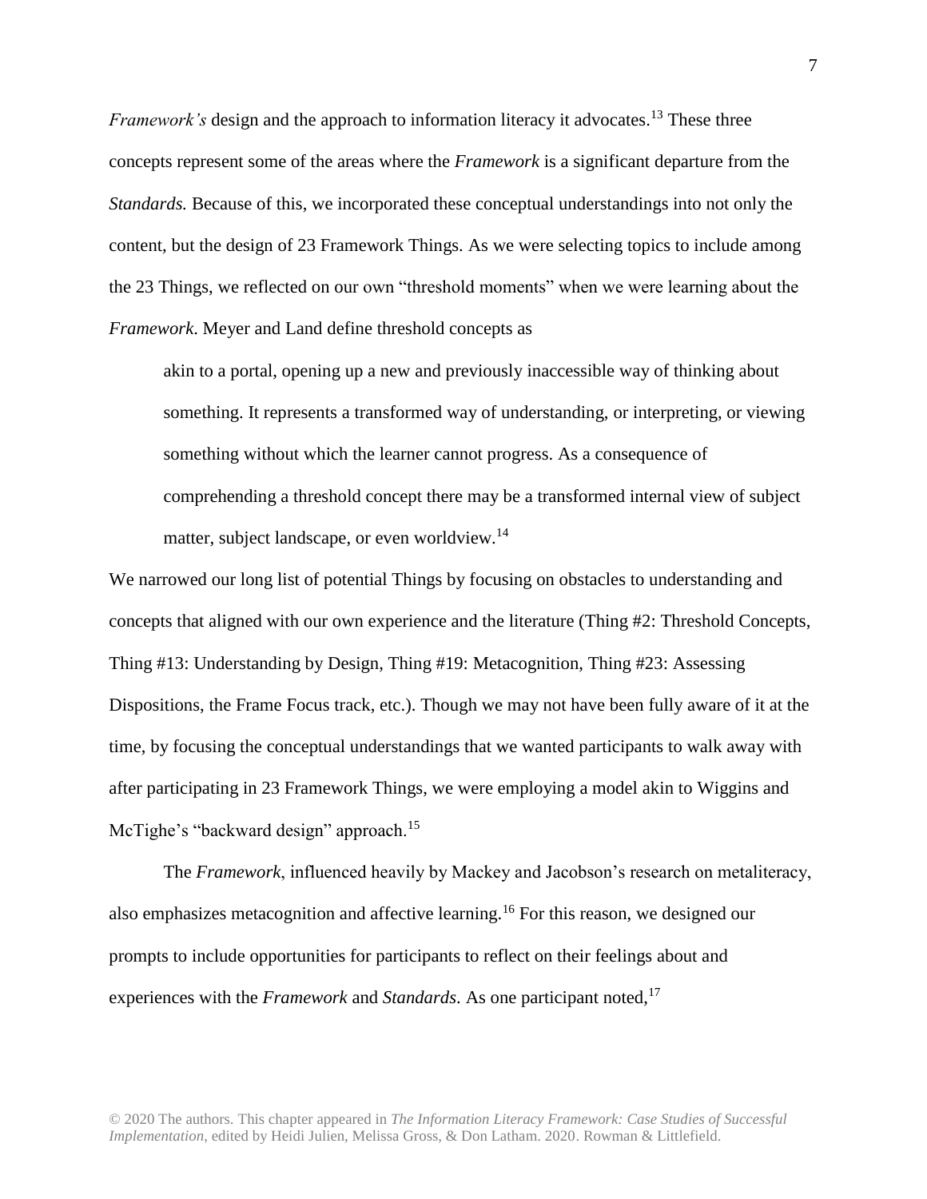*Framework's* design and the approach to information literacy it advocates.[13] These three concepts represent some of the areas where the *Framework* is a significant departure from the *Standards.* Because of this, we incorporated these conceptual understandings into not only the content, but the design of 23 Framework Things. As we were selecting topics to include among the 23 Things, we reflected on our own "threshold moments" when we were learning about the *Framework*. Meyer and Land define threshold concepts as

> akin to a portal, opening up a new and previously inaccessible way of thinking about something. It represents a transformed way of understanding, or interpreting, or viewing something without which the learner cannot progress. As a consequence of comprehending a threshold concept there may be a transformed internal view of subject matter, subject landscape, or even worldview.[14]

We narrowed our long list of potential Things by focusing on obstacles to understanding and concepts that aligned with our own experience and the literature (Thing #2: Threshold Concepts, Thing #13: Understanding by Design, Thing #19: Metacognition, Thing #23: Assessing Dispositions, the Frame Focus track, etc.). Though we may not have been fully aware of it at the time, by focusing the conceptual understandings that we wanted participants to walk away with after participating in 23 Framework Things, we were employing a model akin to Wiggins and McTighe's "backward design" approach.[15]

The *Framework*, influenced heavily by Mackey and Jacobson's research on metaliteracy, also emphasizes metacognition and affective learning.[16] For this reason, we designed our prompts to include opportunities for participants to reflect on their feelings about and experiences with the *Framework* and *Standards*. As one participant noted,[17]

© 2020 The authors. This chapter appeared in *The Information Literacy Framework: Case Studies of Successful Implementation*, edited by Heidi Julien, Melissa Gross, & Don Latham. 2020. Rowman & Littlefield.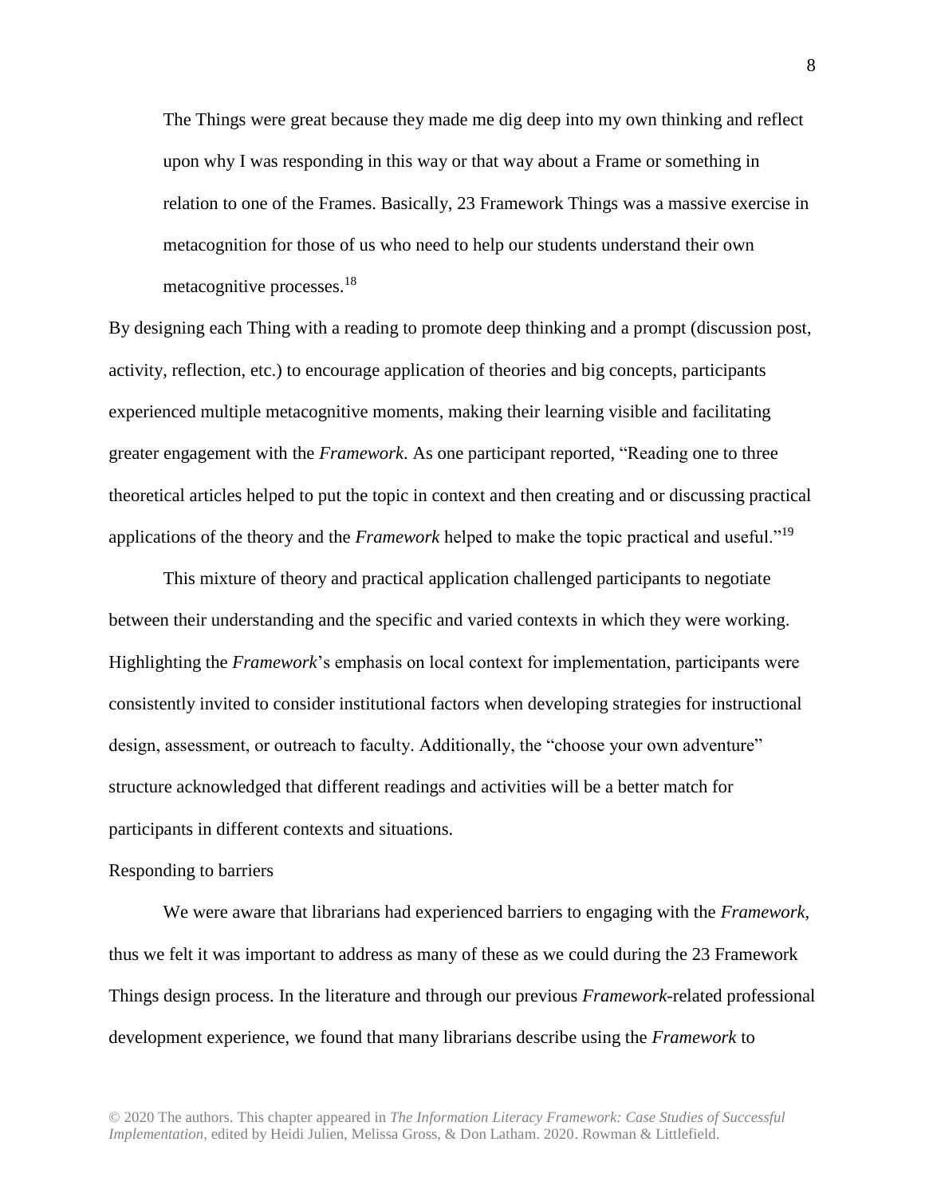> The Things were great because they made me dig deep into my own thinking and reflect upon why I was responding in this way or that way about a Frame or something in relation to one of the Frames. Basically, 23 Framework Things was a massive exercise in metacognition for those of us who need to help our students understand their own metacognitive processes.[18]

By designing each Thing with a reading to promote deep thinking and a prompt (discussion post, activity, reflection, etc.) to encourage application of theories and big concepts, participants experienced multiple metacognitive moments, making their learning visible and facilitating greater engagement with the *Framework*. As one participant reported, "Reading one to three theoretical articles helped to put the topic in context and then creating and or discussing practical applications of the theory and the *Framework* helped to make the topic practical and useful."[19]

This mixture of theory and practical application challenged participants to negotiate between their understanding and the specific and varied contexts in which they were working. Highlighting the *Framework*'s emphasis on local context for implementation, participants were consistently invited to consider institutional factors when developing strategies for instructional design, assessment, or outreach to faculty. Additionally, the "choose your own adventure" structure acknowledged that different readings and activities will be a better match for participants in different contexts and situations.

### Responding to barriers

We were aware that librarians had experienced barriers to engaging with the *Framework*, thus we felt it was important to address as many of these as we could during the 23 Framework Things design process. In the literature and through our previous *Framework*-related professional development experience, we found that many librarians describe using the *Framework* to

© 2020 The authors. This chapter appeared in *The Information Literacy Framework: Case Studies of Successful Implementation*, edited by Heidi Julien, Melissa Gross, & Don Latham. 2020. Rowman & Littlefield.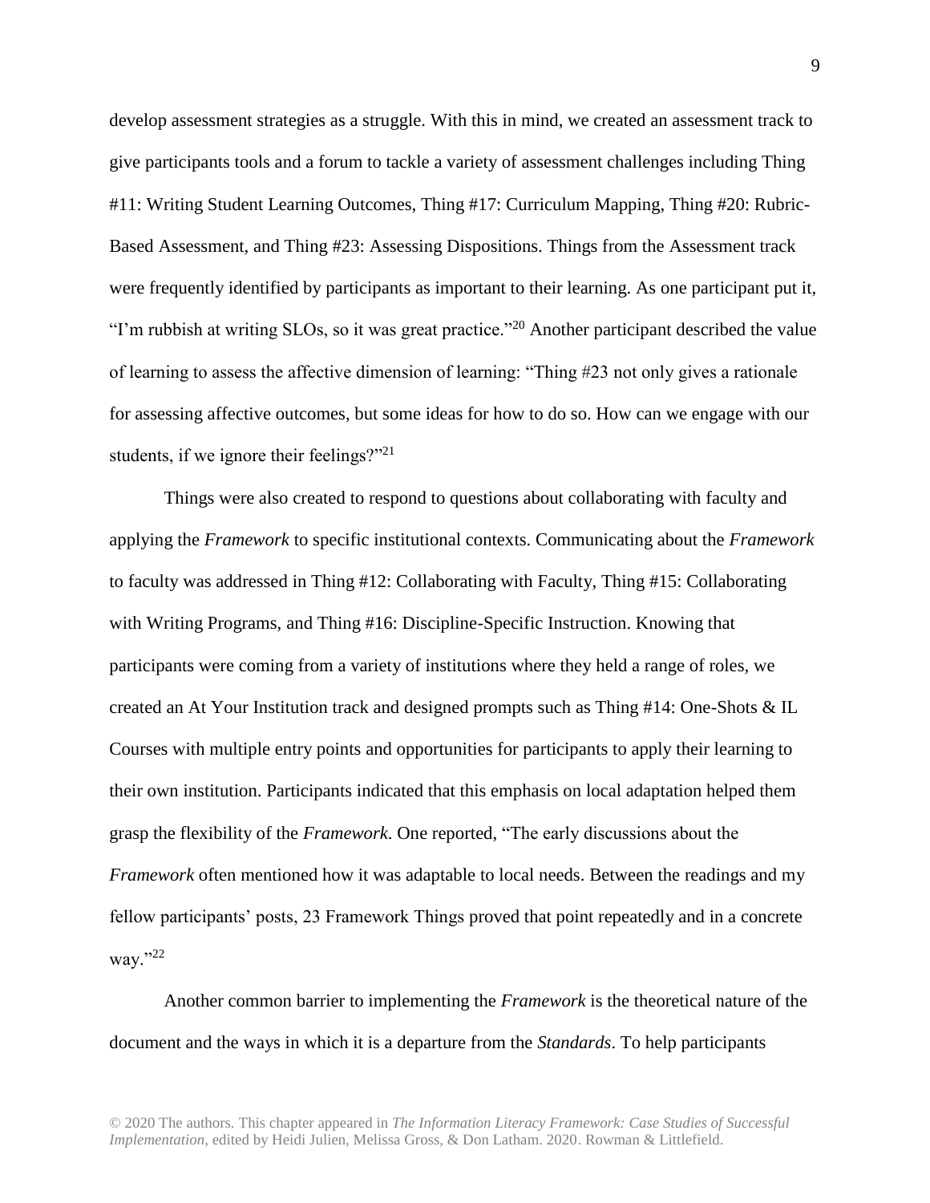develop assessment strategies as a struggle. With this in mind, we created an assessment track to give participants tools and a forum to tackle a variety of assessment challenges including Thing #11: Writing Student Learning Outcomes, Thing #17: Curriculum Mapping, Thing #20: Rubric-Based Assessment, and Thing #23: Assessing Dispositions. Things from the Assessment track were frequently identified by participants as important to their learning. As one participant put it, "I'm rubbish at writing SLOs, so it was great practice."[20] Another participant described the value of learning to assess the affective dimension of learning: "Thing #23 not only gives a rationale for assessing affective outcomes, but some ideas for how to do so. How can we engage with our students, if we ignore their feelings?"[21]

Things were also created to respond to questions about collaborating with faculty and applying the *Framework* to specific institutional contexts. Communicating about the *Framework* to faculty was addressed in Thing #12: Collaborating with Faculty, Thing #15: Collaborating with Writing Programs, and Thing #16: Discipline-Specific Instruction. Knowing that participants were coming from a variety of institutions where they held a range of roles, we created an At Your Institution track and designed prompts such as Thing #14: One-Shots & IL Courses with multiple entry points and opportunities for participants to apply their learning to their own institution. Participants indicated that this emphasis on local adaptation helped them grasp the flexibility of the *Framework*. One reported, "The early discussions about the *Framework* often mentioned how it was adaptable to local needs. Between the readings and my fellow participants' posts, 23 Framework Things proved that point repeatedly and in a concrete way."[22]

Another common barrier to implementing the *Framework* is the theoretical nature of the document and the ways in which it is a departure from the *Standards*. To help participants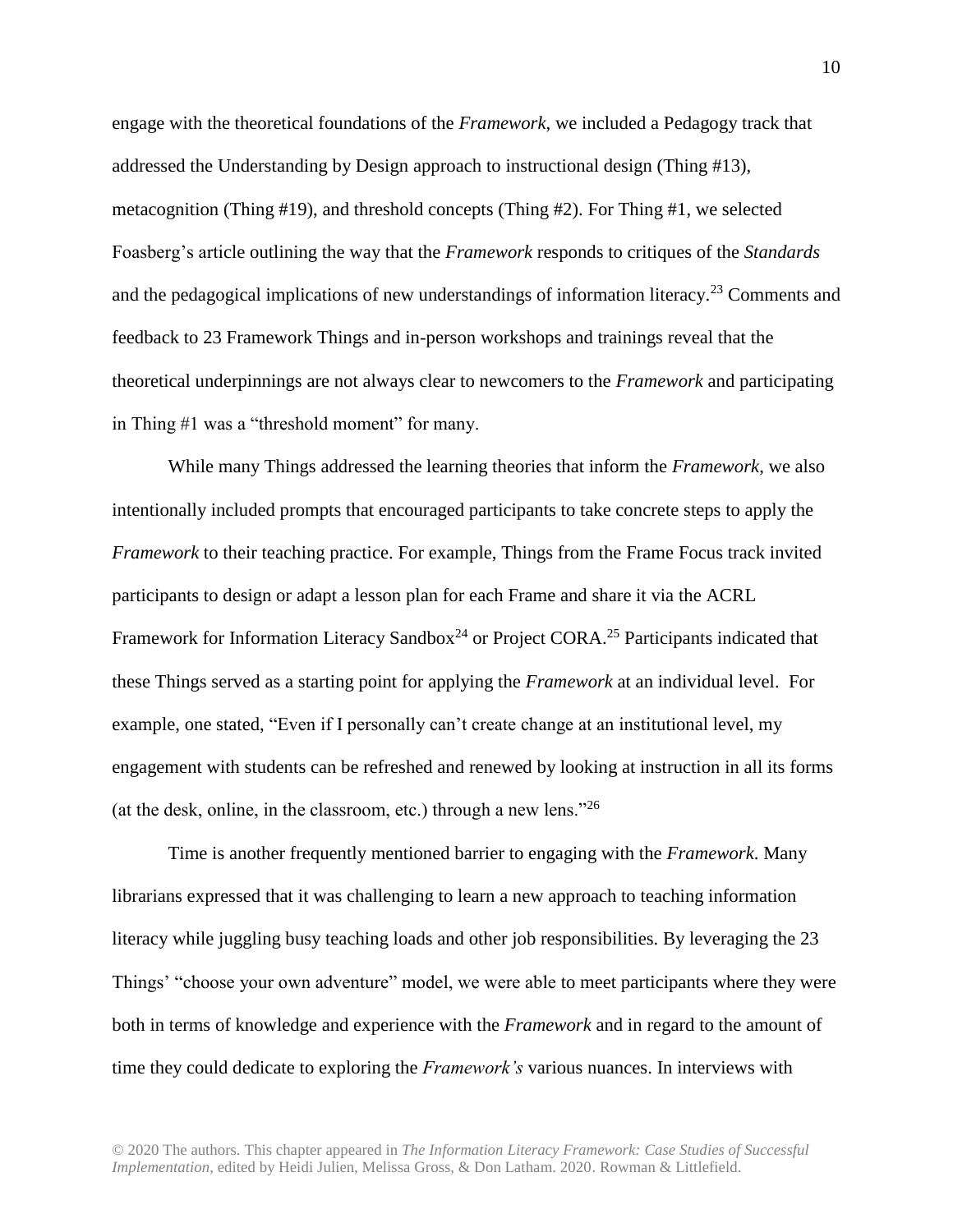engage with the theoretical foundations of the *Framework*, we included a Pedagogy track that addressed the Understanding by Design approach to instructional design (Thing #13), metacognition (Thing #19), and threshold concepts (Thing #2). For Thing #1, we selected Foasberg's article outlining the way that the *Framework* responds to critiques of the *Standards* and the pedagogical implications of new understandings of information literacy.[23] Comments and feedback to 23 Framework Things and in-person workshops and trainings reveal that the theoretical underpinnings are not always clear to newcomers to the *Framework* and participating in Thing #1 was a "threshold moment" for many.

While many Things addressed the learning theories that inform the *Framework*, we also intentionally included prompts that encouraged participants to take concrete steps to apply the *Framework* to their teaching practice. For example, Things from the Frame Focus track invited participants to design or adapt a lesson plan for each Frame and share it via the ACRL Framework for Information Literacy Sandbox[24] or Project CORA.[25] Participants indicated that these Things served as a starting point for applying the *Framework* at an individual level. For example, one stated, "Even if I personally can't create change at an institutional level, my engagement with students can be refreshed and renewed by looking at instruction in all its forms (at the desk, online, in the classroom, etc.) through a new lens."[26]

Time is another frequently mentioned barrier to engaging with the *Framework*. Many librarians expressed that it was challenging to learn a new approach to teaching information literacy while juggling busy teaching loads and other job responsibilities. By leveraging the 23 Things' "choose your own adventure" model, we were able to meet participants where they were both in terms of knowledge and experience with the *Framework* and in regard to the amount of time they could dedicate to exploring the *Framework's* various nuances. In interviews with

© 2020 The authors. This chapter appeared in *The Information Literacy Framework: Case Studies of Successful Implementation*, edited by Heidi Julien, Melissa Gross, & Don Latham. 2020. Rowman & Littlefield.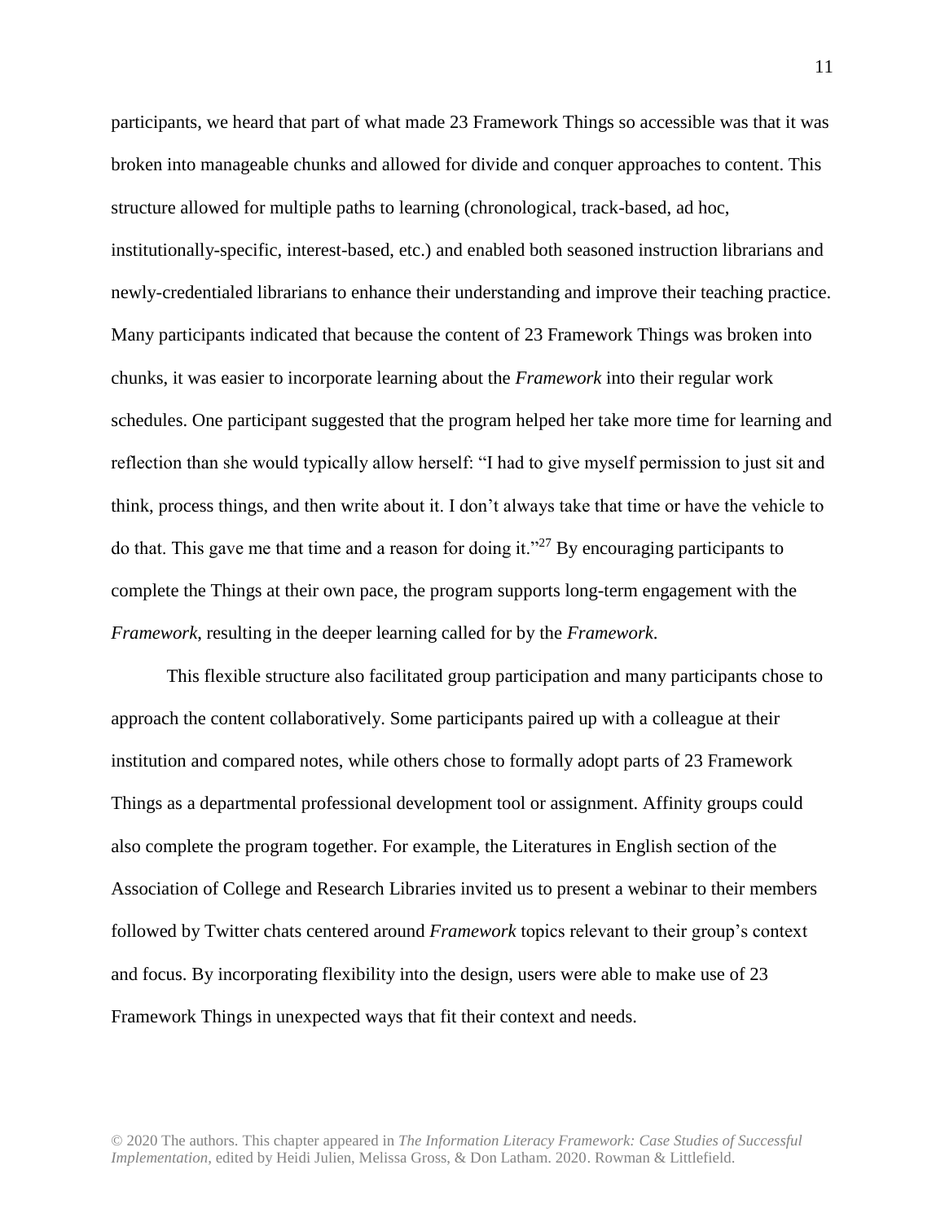participants, we heard that part of what made 23 Framework Things so accessible was that it was broken into manageable chunks and allowed for divide and conquer approaches to content. This structure allowed for multiple paths to learning (chronological, track-based, ad hoc, institutionally-specific, interest-based, etc.) and enabled both seasoned instruction librarians and newly-credentialed librarians to enhance their understanding and improve their teaching practice. Many participants indicated that because the content of 23 Framework Things was broken into chunks, it was easier to incorporate learning about the *Framework* into their regular work schedules. One participant suggested that the program helped her take more time for learning and reflection than she would typically allow herself: "I had to give myself permission to just sit and think, process things, and then write about it. I don't always take that time or have the vehicle to do that. This gave me that time and a reason for doing it."[27] By encouraging participants to complete the Things at their own pace, the program supports long-term engagement with the *Framework*, resulting in the deeper learning called for by the *Framework*.

This flexible structure also facilitated group participation and many participants chose to approach the content collaboratively. Some participants paired up with a colleague at their institution and compared notes, while others chose to formally adopt parts of 23 Framework Things as a departmental professional development tool or assignment. Affinity groups could also complete the program together. For example, the Literatures in English section of the Association of College and Research Libraries invited us to present a webinar to their members followed by Twitter chats centered around *Framework* topics relevant to their group's context and focus. By incorporating flexibility into the design, users were able to make use of 23 Framework Things in unexpected ways that fit their context and needs.

© 2020 The authors. This chapter appeared in *The Information Literacy Framework: Case Studies of Successful Implementation*, edited by Heidi Julien, Melissa Gross, & Don Latham. 2020. Rowman & Littlefield.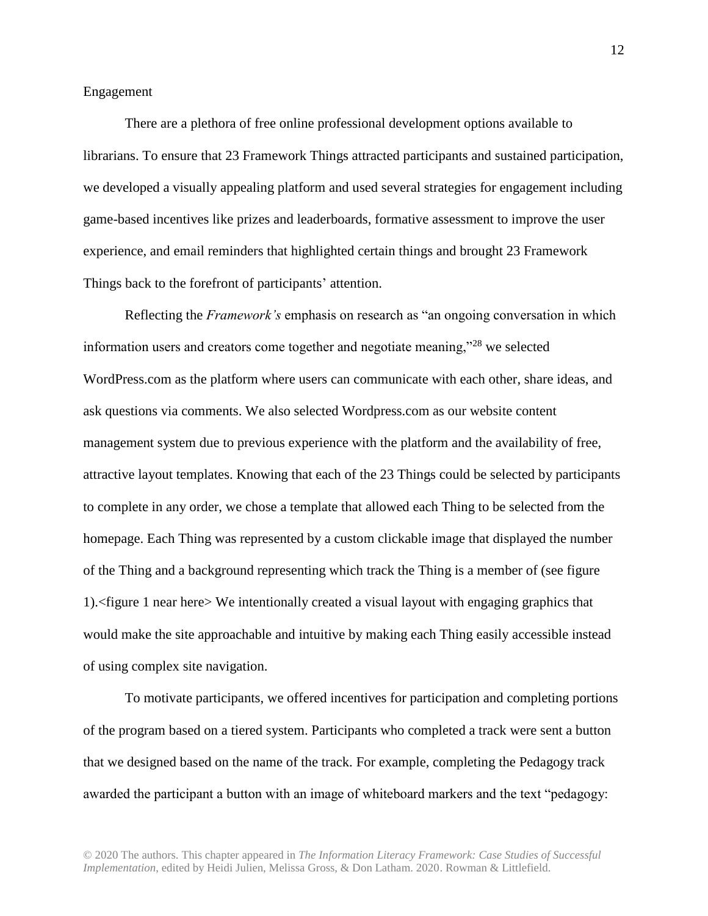Engagement

There are a plethora of free online professional development options available to librarians. To ensure that 23 Framework Things attracted participants and sustained participation, we developed a visually appealing platform and used several strategies for engagement including game-based incentives like prizes and leaderboards, formative assessment to improve the user experience, and email reminders that highlighted certain things and brought 23 Framework Things back to the forefront of participants' attention.

Reflecting the *Framework's* emphasis on research as "an ongoing conversation in which information users and creators come together and negotiate meaning,"[28] we selected WordPress.com as the platform where users can communicate with each other, share ideas, and ask questions via comments. We also selected Wordpress.com as our website content management system due to previous experience with the platform and the availability of free, attractive layout templates. Knowing that each of the 23 Things could be selected by participants to complete in any order, we chose a template that allowed each Thing to be selected from the homepage. Each Thing was represented by a custom clickable image that displayed the number of the Thing and a background representing which track the Thing is a member of (see figure 1).<figure 1 near here> We intentionally created a visual layout with engaging graphics that would make the site approachable and intuitive by making each Thing easily accessible instead of using complex site navigation.

To motivate participants, we offered incentives for participation and completing portions of the program based on a tiered system. Participants who completed a track were sent a button that we designed based on the name of the track. For example, completing the Pedagogy track awarded the participant a button with an image of whiteboard markers and the text "pedagogy:

© 2020 The authors. This chapter appeared in *The Information Literacy Framework: Case Studies of Successful Implementation*, edited by Heidi Julien, Melissa Gross, & Don Latham. 2020. Rowman & Littlefield.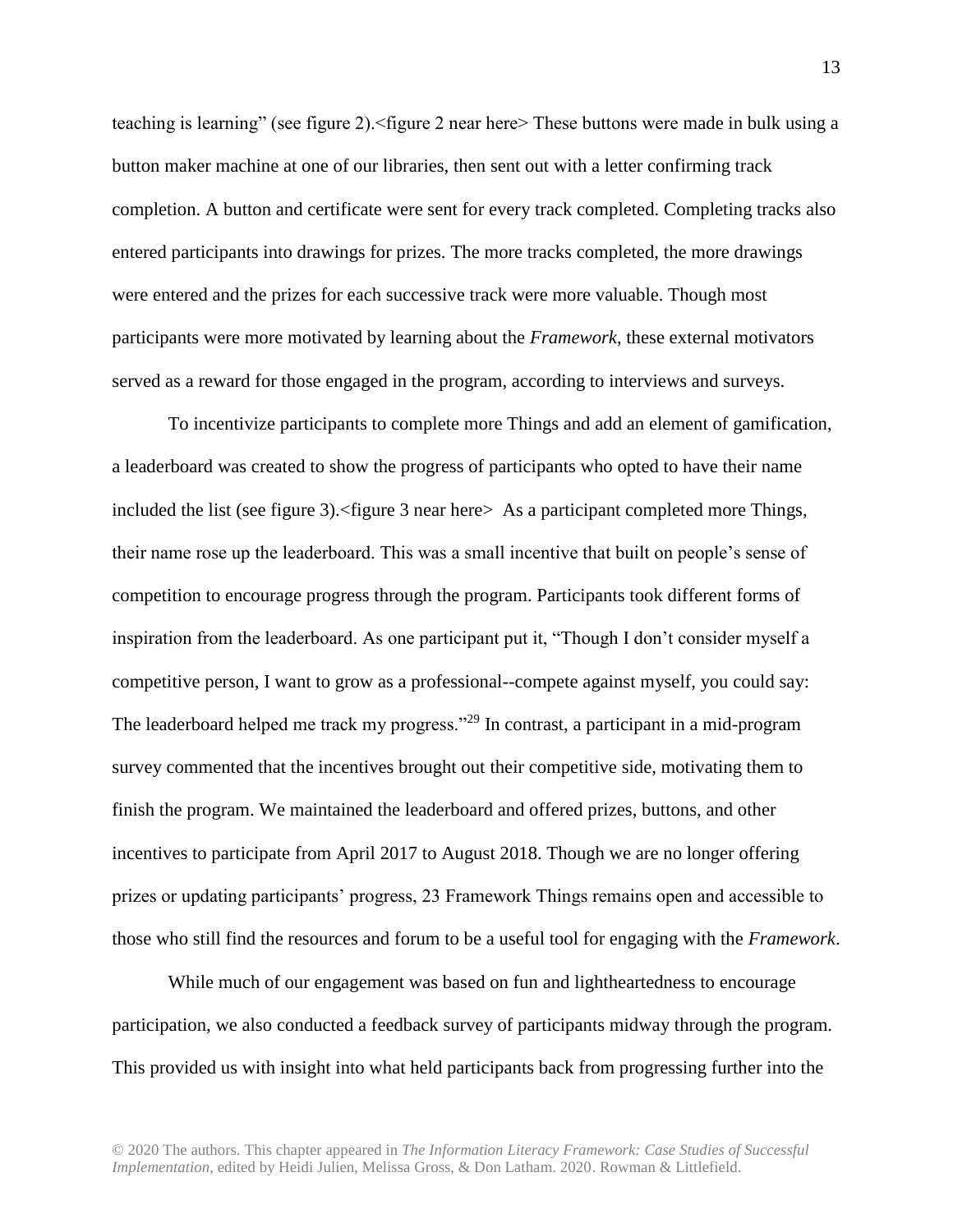teaching is learning" (see figure 2).<figure 2 near here> These buttons were made in bulk using a button maker machine at one of our libraries, then sent out with a letter confirming track completion. A button and certificate were sent for every track completed. Completing tracks also entered participants into drawings for prizes. The more tracks completed, the more drawings were entered and the prizes for each successive track were more valuable. Though most participants were more motivated by learning about the *Framework*, these external motivators served as a reward for those engaged in the program, according to interviews and surveys.

To incentivize participants to complete more Things and add an element of gamification, a leaderboard was created to show the progress of participants who opted to have their name included the list (see figure 3).<figure 3 near here> As a participant completed more Things, their name rose up the leaderboard. This was a small incentive that built on people's sense of competition to encourage progress through the program. Participants took different forms of inspiration from the leaderboard. As one participant put it, "Though I don't consider myself a competitive person, I want to grow as a professional--compete against myself, you could say: The leaderboard helped me track my progress."[29] In contrast, a participant in a mid-program survey commented that the incentives brought out their competitive side, motivating them to finish the program. We maintained the leaderboard and offered prizes, buttons, and other incentives to participate from April 2017 to August 2018. Though we are no longer offering prizes or updating participants' progress, 23 Framework Things remains open and accessible to those who still find the resources and forum to be a useful tool for engaging with the *Framework*.

While much of our engagement was based on fun and lightheartedness to encourage participation, we also conducted a feedback survey of participants midway through the program. This provided us with insight into what held participants back from progressing further into the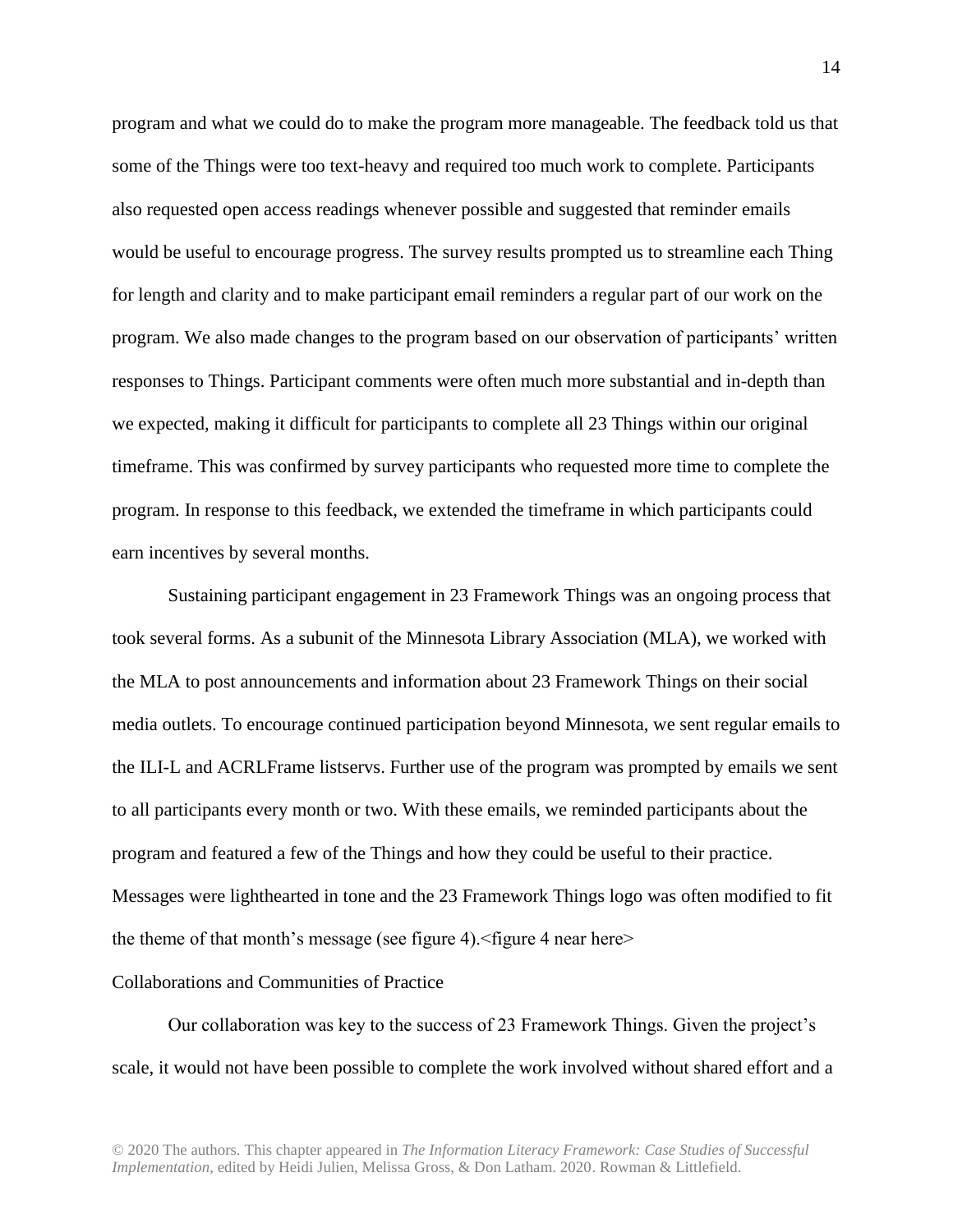program and what we could do to make the program more manageable. The feedback told us that some of the Things were too text-heavy and required too much work to complete. Participants also requested open access readings whenever possible and suggested that reminder emails would be useful to encourage progress. The survey results prompted us to streamline each Thing for length and clarity and to make participant email reminders a regular part of our work on the program. We also made changes to the program based on our observation of participants' written responses to Things. Participant comments were often much more substantial and in-depth than we expected, making it difficult for participants to complete all 23 Things within our original timeframe. This was confirmed by survey participants who requested more time to complete the program. In response to this feedback, we extended the timeframe in which participants could earn incentives by several months.

Sustaining participant engagement in 23 Framework Things was an ongoing process that took several forms. As a subunit of the Minnesota Library Association (MLA), we worked with the MLA to post announcements and information about 23 Framework Things on their social media outlets. To encourage continued participation beyond Minnesota, we sent regular emails to the ILI-L and ACRLFrame listservs. Further use of the program was prompted by emails we sent to all participants every month or two. With these emails, we reminded participants about the program and featured a few of the Things and how they could be useful to their practice. Messages were lighthearted in tone and the 23 Framework Things logo was often modified to fit the theme of that month's message (see figure 4).<figure 4 near here>

## Collaborations and Communities of Practice

Our collaboration was key to the success of 23 Framework Things. Given the project's scale, it would not have been possible to complete the work involved without shared effort and a

© 2020 The authors. This chapter appeared in *The Information Literacy Framework: Case Studies of Successful Implementation*, edited by Heidi Julien, Melissa Gross, & Don Latham. 2020. Rowman & Littlefield.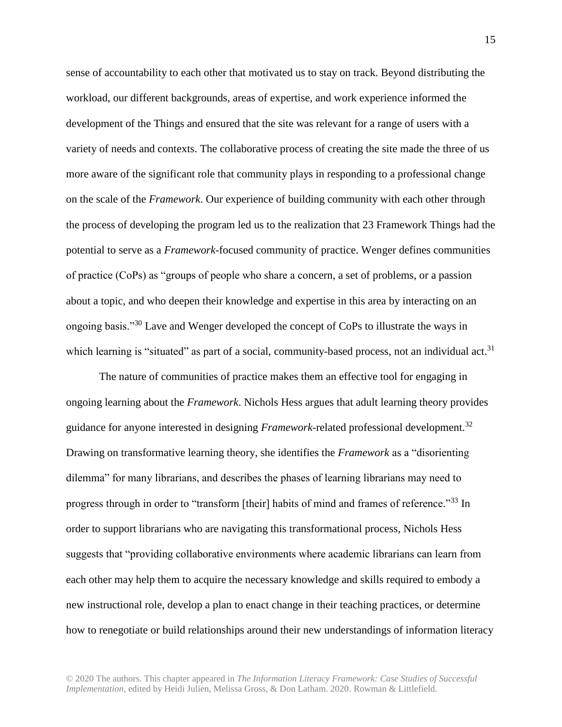sense of accountability to each other that motivated us to stay on track. Beyond distributing the workload, our different backgrounds, areas of expertise, and work experience informed the development of the Things and ensured that the site was relevant for a range of users with a variety of needs and contexts. The collaborative process of creating the site made the three of us more aware of the significant role that community plays in responding to a professional change on the scale of the *Framework*. Our experience of building community with each other through the process of developing the program led us to the realization that 23 Framework Things had the potential to serve as a *Framework*-focused community of practice. Wenger defines communities of practice (CoPs) as "groups of people who share a concern, a set of problems, or a passion about a topic, and who deepen their knowledge and expertise in this area by interacting on an ongoing basis."[30] Lave and Wenger developed the concept of CoPs to illustrate the ways in which learning is "situated" as part of a social, community-based process, not an individual act.[31]

The nature of communities of practice makes them an effective tool for engaging in ongoing learning about the *Framework*. Nichols Hess argues that adult learning theory provides guidance for anyone interested in designing *Framework*-related professional development.[32] Drawing on transformative learning theory, she identifies the *Framework* as a "disorienting dilemma" for many librarians, and describes the phases of learning librarians may need to progress through in order to "transform [their] habits of mind and frames of reference."[33] In order to support librarians who are navigating this transformational process, Nichols Hess suggests that "providing collaborative environments where academic librarians can learn from each other may help them to acquire the necessary knowledge and skills required to embody a new instructional role, develop a plan to enact change in their teaching practices, or determine how to renegotiate or build relationships around their new understandings of information literacy

© 2020 The authors. This chapter appeared in *The Information Literacy Framework: Case Studies of Successful Implementation*, edited by Heidi Julien, Melissa Gross, & Don Latham. 2020. Rowman & Littlefield.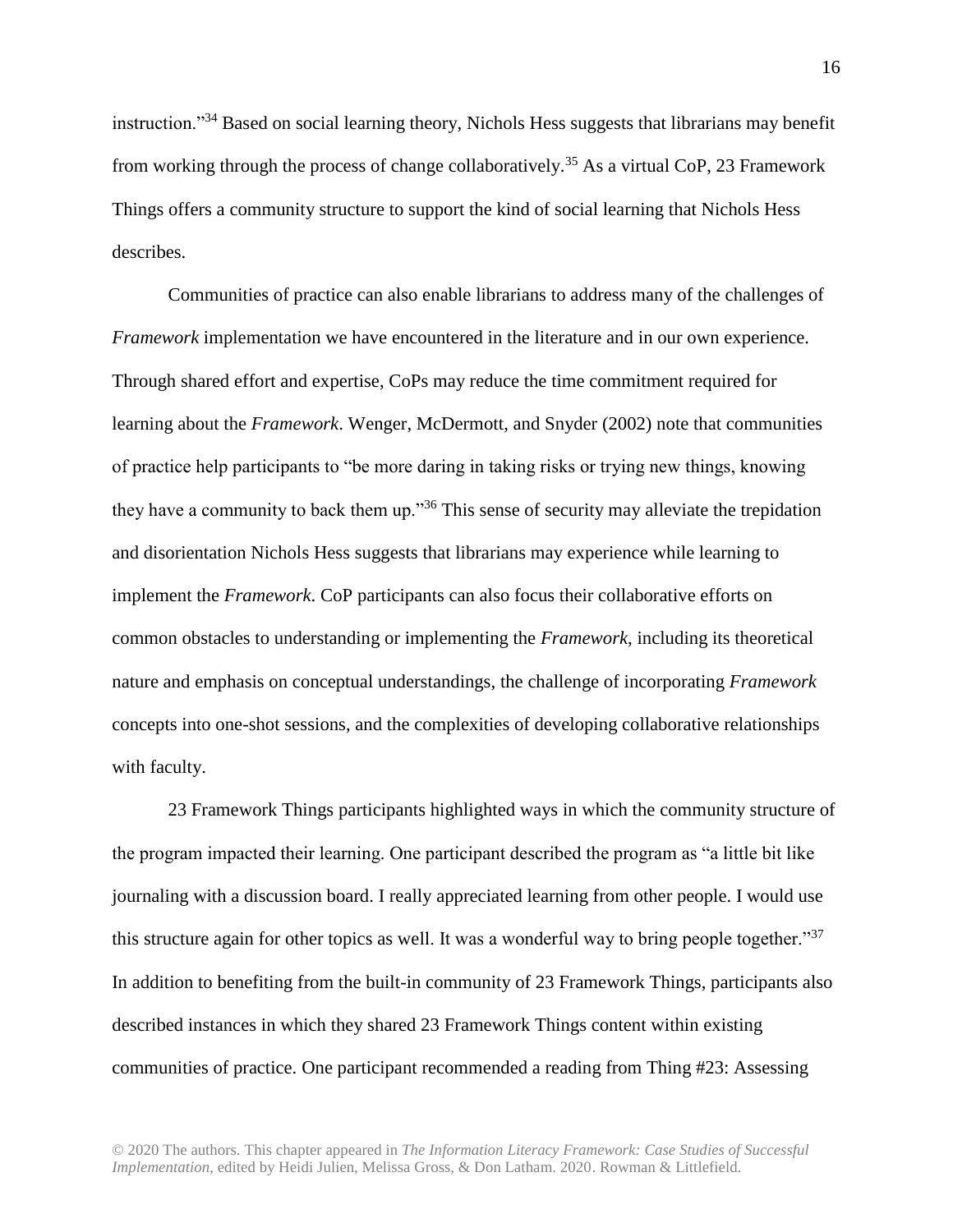instruction."[34] Based on social learning theory, Nichols Hess suggests that librarians may benefit from working through the process of change collaboratively.[35] As a virtual CoP, 23 Framework Things offers a community structure to support the kind of social learning that Nichols Hess describes.

Communities of practice can also enable librarians to address many of the challenges of *Framework* implementation we have encountered in the literature and in our own experience. Through shared effort and expertise, CoPs may reduce the time commitment required for learning about the *Framework*. Wenger, McDermott, and Snyder (2002) note that communities of practice help participants to "be more daring in taking risks or trying new things, knowing they have a community to back them up."[36] This sense of security may alleviate the trepidation and disorientation Nichols Hess suggests that librarians may experience while learning to implement the *Framework*. CoP participants can also focus their collaborative efforts on common obstacles to understanding or implementing the *Framework*, including its theoretical nature and emphasis on conceptual understandings, the challenge of incorporating *Framework* concepts into one-shot sessions, and the complexities of developing collaborative relationships with faculty.

23 Framework Things participants highlighted ways in which the community structure of the program impacted their learning. One participant described the program as "a little bit like journaling with a discussion board. I really appreciated learning from other people. I would use this structure again for other topics as well. It was a wonderful way to bring people together."[37] In addition to benefiting from the built-in community of 23 Framework Things, participants also described instances in which they shared 23 Framework Things content within existing communities of practice. One participant recommended a reading from Thing #23: Assessing

© 2020 The authors. This chapter appeared in *The Information Literacy Framework: Case Studies of Successful Implementation*, edited by Heidi Julien, Melissa Gross, & Don Latham. 2020. Rowman & Littlefield.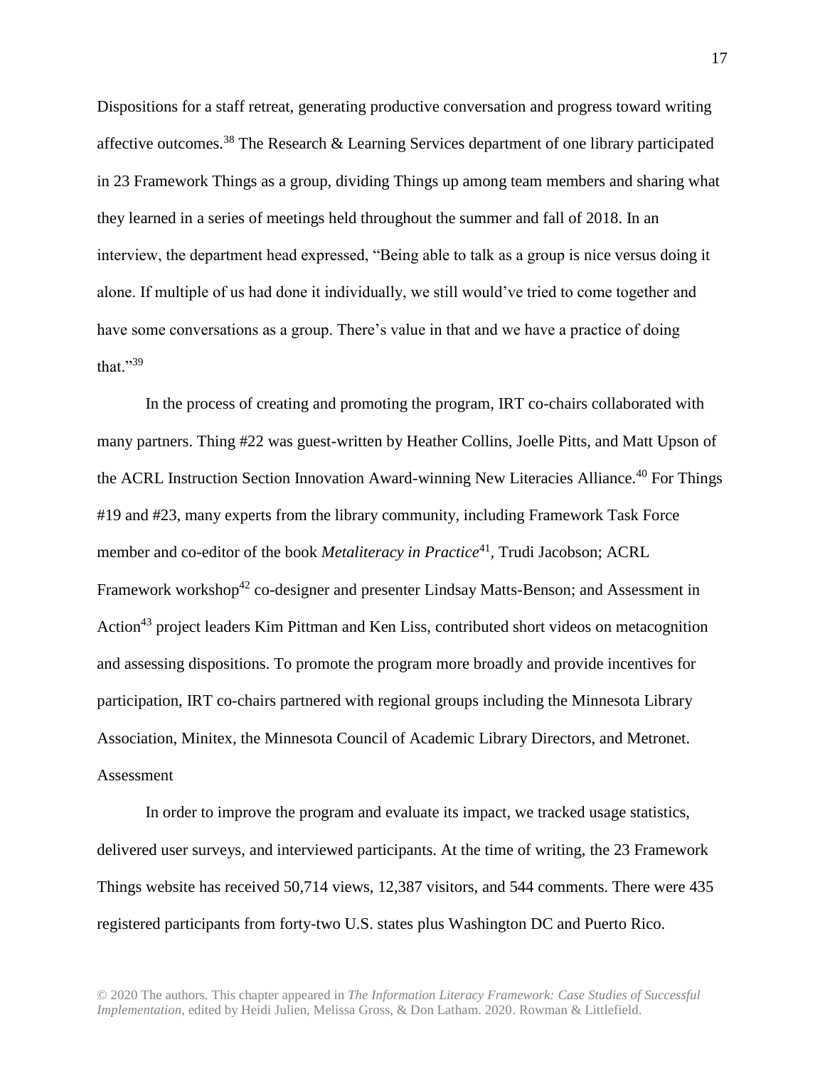Dispositions for a staff retreat, generating productive conversation and progress toward writing affective outcomes.[38] The Research & Learning Services department of one library participated in 23 Framework Things as a group, dividing Things up among team members and sharing what they learned in a series of meetings held throughout the summer and fall of 2018. In an interview, the department head expressed, "Being able to talk as a group is nice versus doing it alone. If multiple of us had done it individually, we still would've tried to come together and have some conversations as a group. There's value in that and we have a practice of doing that."[39]

In the process of creating and promoting the program, IRT co-chairs collaborated with many partners. Thing #22 was guest-written by Heather Collins, Joelle Pitts, and Matt Upson of the ACRL Instruction Section Innovation Award-winning New Literacies Alliance.[40] For Things #19 and #23, many experts from the library community, including Framework Task Force member and co-editor of the book *Metaliteracy in Practice*[41], Trudi Jacobson; ACRL Framework workshop[42] co-designer and presenter Lindsay Matts-Benson; and Assessment in Action[43] project leaders Kim Pittman and Ken Liss, contributed short videos on metacognition and assessing dispositions. To promote the program more broadly and provide incentives for participation, IRT co-chairs partnered with regional groups including the Minnesota Library Association, Minitex, the Minnesota Council of Academic Library Directors, and Metronet.

## Assessment

In order to improve the program and evaluate its impact, we tracked usage statistics, delivered user surveys, and interviewed participants. At the time of writing, the 23 Framework Things website has received 50,714 views, 12,387 visitors, and 544 comments. There were 435 registered participants from forty-two U.S. states plus Washington DC and Puerto Rico.

© 2020 The authors. This chapter appeared in *The Information Literacy Framework: Case Studies of Successful Implementation*, edited by Heidi Julien, Melissa Gross, & Don Latham. 2020. Rowman & Littlefield.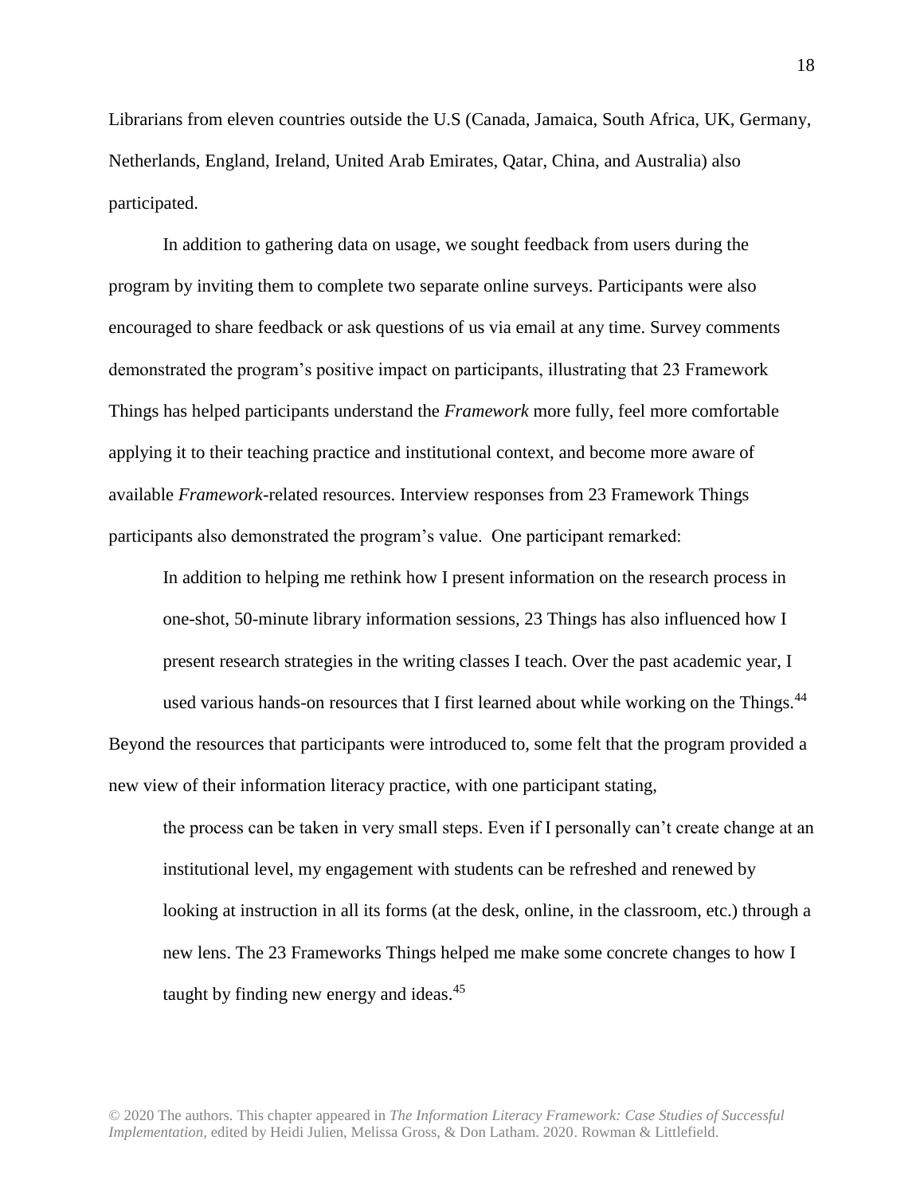Librarians from eleven countries outside the U.S (Canada, Jamaica, South Africa, UK, Germany, Netherlands, England, Ireland, United Arab Emirates, Qatar, China, and Australia) also participated.

In addition to gathering data on usage, we sought feedback from users during the program by inviting them to complete two separate online surveys. Participants were also encouraged to share feedback or ask questions of us via email at any time. Survey comments demonstrated the program's positive impact on participants, illustrating that 23 Framework Things has helped participants understand the *Framework* more fully, feel more comfortable applying it to their teaching practice and institutional context, and become more aware of available *Framework*-related resources. Interview responses from 23 Framework Things participants also demonstrated the program's value. One participant remarked:

> In addition to helping me rethink how I present information on the research process in one-shot, 50-minute library information sessions, 23 Things has also influenced how I present research strategies in the writing classes I teach. Over the past academic year, I used various hands-on resources that I first learned about while working on the Things.[44]

Beyond the resources that participants were introduced to, some felt that the program provided a new view of their information literacy practice, with one participant stating,

> the process can be taken in very small steps. Even if I personally can't create change at an institutional level, my engagement with students can be refreshed and renewed by looking at instruction in all its forms (at the desk, online, in the classroom, etc.) through a new lens. The 23 Frameworks Things helped me make some concrete changes to how I taught by finding new energy and ideas.[45]

© 2020 The authors. This chapter appeared in *The Information Literacy Framework: Case Studies of Successful Implementation*, edited by Heidi Julien, Melissa Gross, & Don Latham. 2020. Rowman & Littlefield.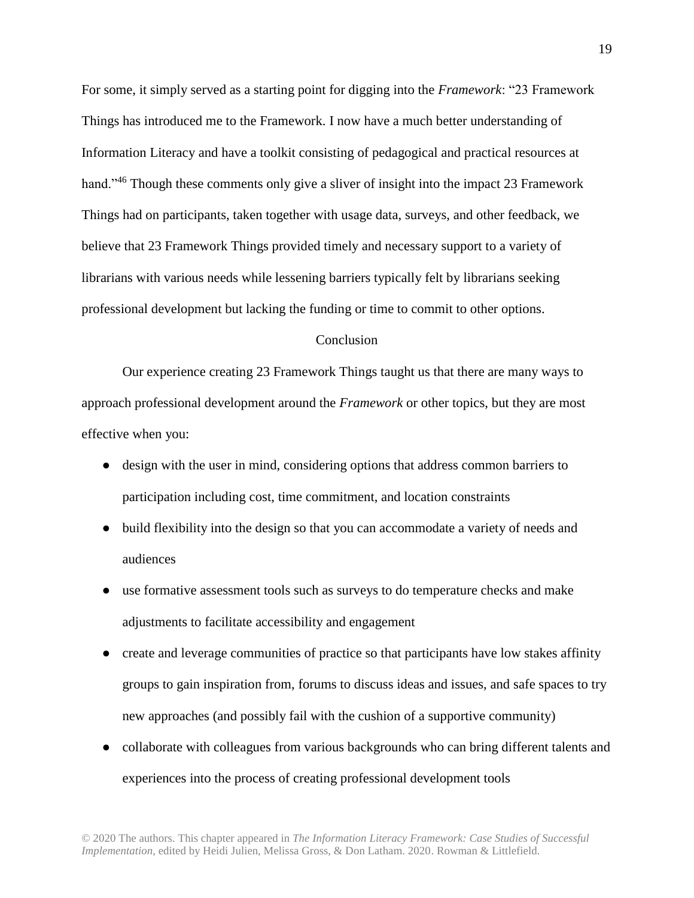For some, it simply served as a starting point for digging into the *Framework*: "23 Framework Things has introduced me to the Framework. I now have a much better understanding of Information Literacy and have a toolkit consisting of pedagogical and practical resources at hand."[46] Though these comments only give a sliver of insight into the impact 23 Framework Things had on participants, taken together with usage data, surveys, and other feedback, we believe that 23 Framework Things provided timely and necessary support to a variety of librarians with various needs while lessening barriers typically felt by librarians seeking professional development but lacking the funding or time to commit to other options.

## Conclusion

Our experience creating 23 Framework Things taught us that there are many ways to approach professional development around the *Framework* or other topics, but they are most effective when you:

- design with the user in mind, considering options that address common barriers to participation including cost, time commitment, and location constraints
- build flexibility into the design so that you can accommodate a variety of needs and audiences
- use formative assessment tools such as surveys to do temperature checks and make adjustments to facilitate accessibility and engagement
- create and leverage communities of practice so that participants have low stakes affinity groups to gain inspiration from, forums to discuss ideas and issues, and safe spaces to try new approaches (and possibly fail with the cushion of a supportive community)
- collaborate with colleagues from various backgrounds who can bring different talents and experiences into the process of creating professional development tools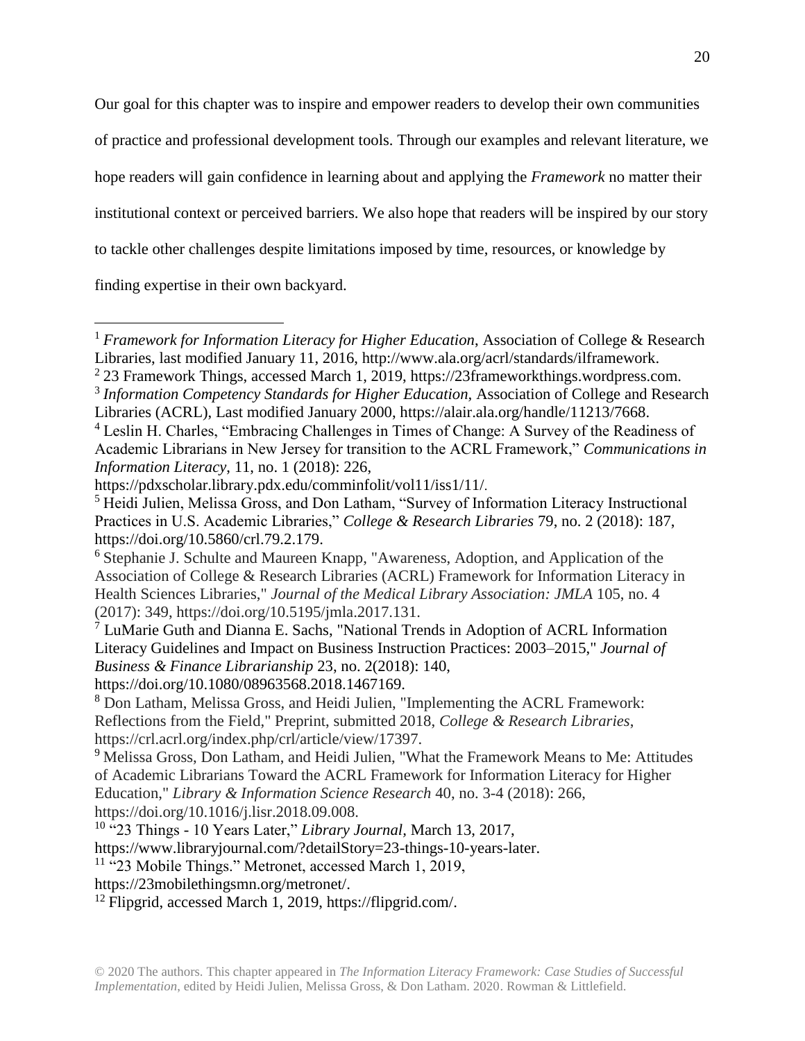Our goal for this chapter was to inspire and empower readers to develop their own communities of practice and professional development tools. Through our examples and relevant literature, we hope readers will gain confidence in learning about and applying the *Framework* no matter their institutional context or perceived barriers. We also hope that readers will be inspired by our story to tackle other challenges despite limitations imposed by time, resources, or knowledge by finding expertise in their own backyard.

---

[1] *Framework for Information Literacy for Higher Education*, Association of College & Research Libraries, last modified January 11, 2016, http://www.ala.org/acrl/standards/ilframework.

[2] 23 Framework Things, accessed March 1, 2019, https://23frameworkthings.wordpress.com.

[3] *Information Competency Standards for Higher Education*, Association of College and Research Libraries (ACRL), Last modified January 2000, https://alair.ala.org/handle/11213/7668.

[4] Leslin H. Charles, "Embracing Challenges in Times of Change: A Survey of the Readiness of Academic Librarians in New Jersey for transition to the ACRL Framework," *Communications in Information Literacy*, 11, no. 1 (2018): 226, https://pdxscholar.library.pdx.edu/comminfolit/vol11/iss1/11/.

[5] Heidi Julien, Melissa Gross, and Don Latham, "Survey of Information Literacy Instructional Practices in U.S. Academic Libraries," *College & Research Libraries* 79, no. 2 (2018): 187, https://doi.org/10.5860/crl.79.2.179.

[6] Stephanie J. Schulte and Maureen Knapp, "Awareness, Adoption, and Application of the Association of College & Research Libraries (ACRL) Framework for Information Literacy in Health Sciences Libraries," *Journal of the Medical Library Association: JMLA* 105, no. 4 (2017): 349, https://doi.org/10.5195/jmla.2017.131.

[7] LuMarie Guth and Dianna E. Sachs, "National Trends in Adoption of ACRL Information Literacy Guidelines and Impact on Business Instruction Practices: 2003–2015," *Journal of Business & Finance Librarianship* 23, no. 2(2018): 140, https://doi.org/10.1080/08963568.2018.1467169.

[8] Don Latham, Melissa Gross, and Heidi Julien, "Implementing the ACRL Framework: Reflections from the Field," Preprint, submitted 2018, *College & Research Libraries*, https://crl.acrl.org/index.php/crl/article/view/17397.

[9] Melissa Gross, Don Latham, and Heidi Julien, "What the Framework Means to Me: Attitudes of Academic Librarians Toward the ACRL Framework for Information Literacy for Higher Education," *Library & Information Science Research* 40, no. 3-4 (2018): 266, https://doi.org/10.1016/j.lisr.2018.09.008.

[10] "23 Things - 10 Years Later," *Library Journal*, March 13, 2017, https://www.libraryjournal.com/?detailStory=23-things-10-years-later.

[11] "23 Mobile Things." Metronet, accessed March 1, 2019, https://23mobilethingsmn.org/metronet/.

[12] Flipgrid, accessed March 1, 2019, https://flipgrid.com/.

© 2020 The authors. This chapter appeared in *The Information Literacy Framework: Case Studies of Successful Implementation*, edited by Heidi Julien, Melissa Gross, & Don Latham. 2020. Rowman & Littlefield.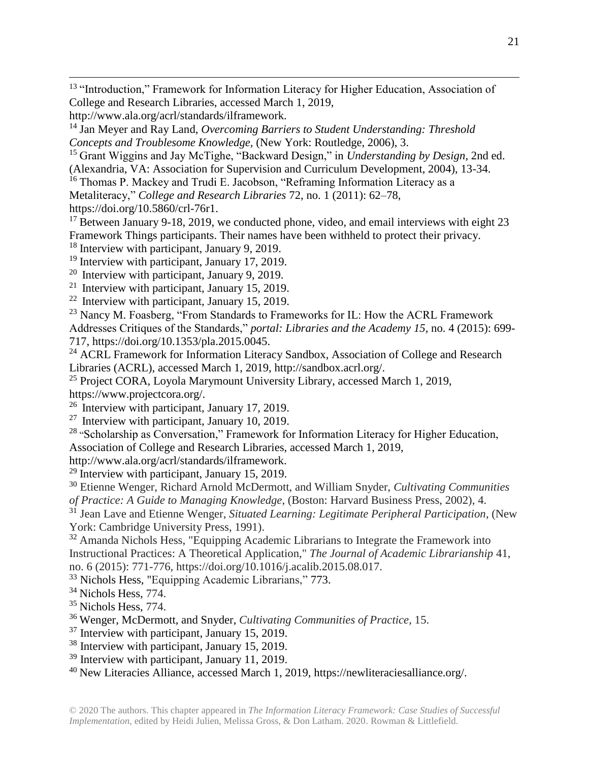[13] "Introduction," Framework for Information Literacy for Higher Education, Association of College and Research Libraries, accessed March 1, 2019, http://www.ala.org/acrl/standards/ilframework.

[14] Jan Meyer and Ray Land, *Overcoming Barriers to Student Understanding: Threshold Concepts and Troublesome Knowledge,* (New York: Routledge, 2006), 3.

[15] Grant Wiggins and Jay McTighe, "Backward Design," in *Understanding by Design*, 2nd ed. (Alexandria, VA: Association for Supervision and Curriculum Development, 2004), 13-34.

[16] Thomas P. Mackey and Trudi E. Jacobson, "Reframing Information Literacy as a Metaliteracy," *College and Research Libraries* 72, no. 1 (2011): 62–78, https://doi.org/10.5860/crl-76r1.

[17] Between January 9-18, 2019, we conducted phone, video, and email interviews with eight 23 Framework Things participants. Their names have been withheld to protect their privacy.

[18] Interview with participant, January 9, 2019.

[19] Interview with participant, January 17, 2019.

[20] Interview with participant, January 9, 2019.

[21] Interview with participant, January 15, 2019.

[22] Interview with participant, January 15, 2019.

[23] Nancy M. Foasberg, "From Standards to Frameworks for IL: How the ACRL Framework Addresses Critiques of the Standards," *portal: Libraries and the Academy 15*, no. 4 (2015): 699-717, https://doi.org/10.1353/pla.2015.0045.

[24] ACRL Framework for Information Literacy Sandbox, Association of College and Research Libraries (ACRL), accessed March 1, 2019, http://sandbox.acrl.org/.

[25] Project CORA, Loyola Marymount University Library, accessed March 1, 2019, https://www.projectcora.org/.

[26] Interview with participant, January 17, 2019.

[27] Interview with participant, January 10, 2019.

[28] "Scholarship as Conversation," Framework for Information Literacy for Higher Education, Association of College and Research Libraries, accessed March 1, 2019, http://www.ala.org/acrl/standards/ilframework.

[29] Interview with participant, January 15, 2019.

[30] Etienne Wenger, Richard Arnold McDermott, and William Snyder, *Cultivating Communities of Practice: A Guide to Managing Knowledge*, (Boston: Harvard Business Press, 2002), 4.

[31] Jean Lave and Etienne Wenger, *Situated Learning: Legitimate Peripheral Participation*, (New York: Cambridge University Press, 1991).

[32] Amanda Nichols Hess, "Equipping Academic Librarians to Integrate the Framework into Instructional Practices: A Theoretical Application," *The Journal of Academic Librarianship* 41, no. 6 (2015): 771-776, https://doi.org/10.1016/j.acalib.2015.08.017.

[33] Nichols Hess, "Equipping Academic Librarians," 773.

[34] Nichols Hess, 774.

[35] Nichols Hess, 774.

[36] Wenger, McDermott, and Snyder, *Cultivating Communities of Practice*, 15.

[37] Interview with participant, January 15, 2019.

[38] Interview with participant, January 15, 2019.

[39] Interview with participant, January 11, 2019.

[40] New Literacies Alliance, accessed March 1, 2019, https://newliteraciesalliance.org/.

© 2020 The authors. This chapter appeared in *The Information Literacy Framework: Case Studies of Successful Implementation*, edited by Heidi Julien, Melissa Gross, & Don Latham. 2020. Rowman & Littlefield.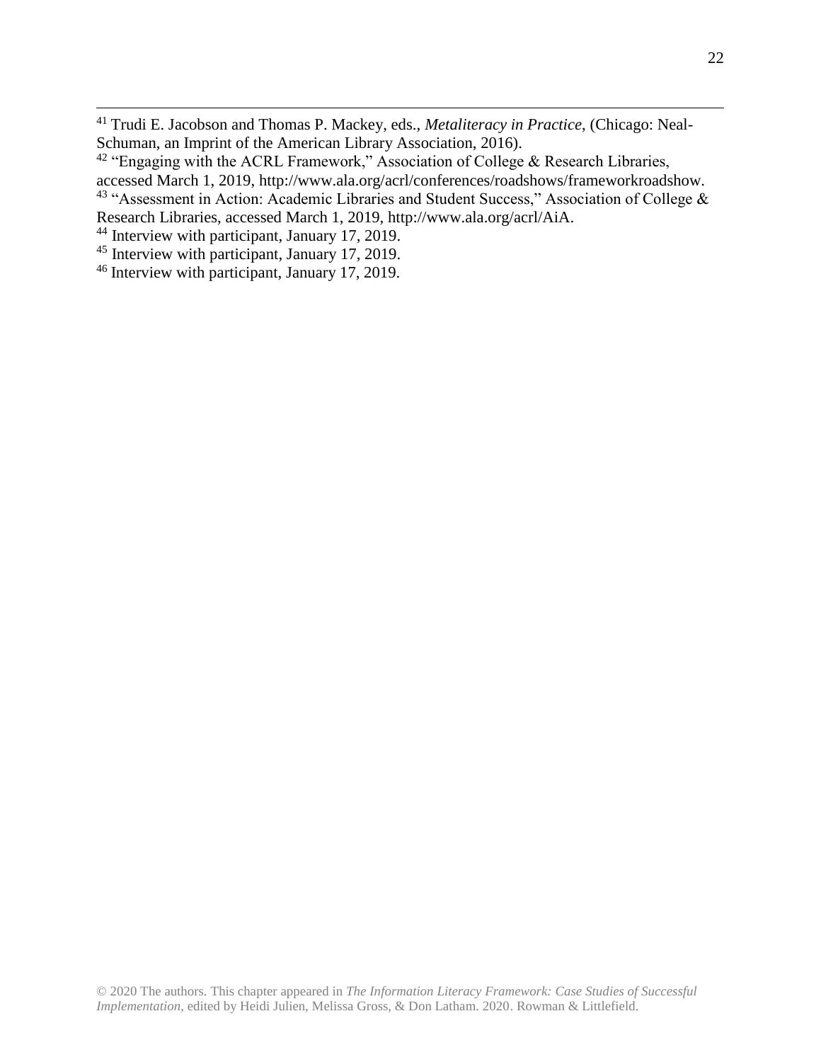[41] Trudi E. Jacobson and Thomas P. Mackey, eds., *Metaliteracy in Practice*, (Chicago: Neal-Schuman, an Imprint of the American Library Association, 2016).

[42] "Engaging with the ACRL Framework," Association of College & Research Libraries, accessed March 1, 2019, http://www.ala.org/acrl/conferences/roadshows/frameworkroadshow.

[43] "Assessment in Action: Academic Libraries and Student Success," Association of College & Research Libraries, accessed March 1, 2019, http://www.ala.org/acrl/AiA.

[44] Interview with participant, January 17, 2019.

[45] Interview with participant, January 17, 2019.

[46] Interview with participant, January 17, 2019.

© 2020 The authors. This chapter appeared in *The Information Literacy Framework: Case Studies of Successful Implementation*, edited by Heidi Julien, Melissa Gross, & Don Latham. 2020. Rowman & Littlefield.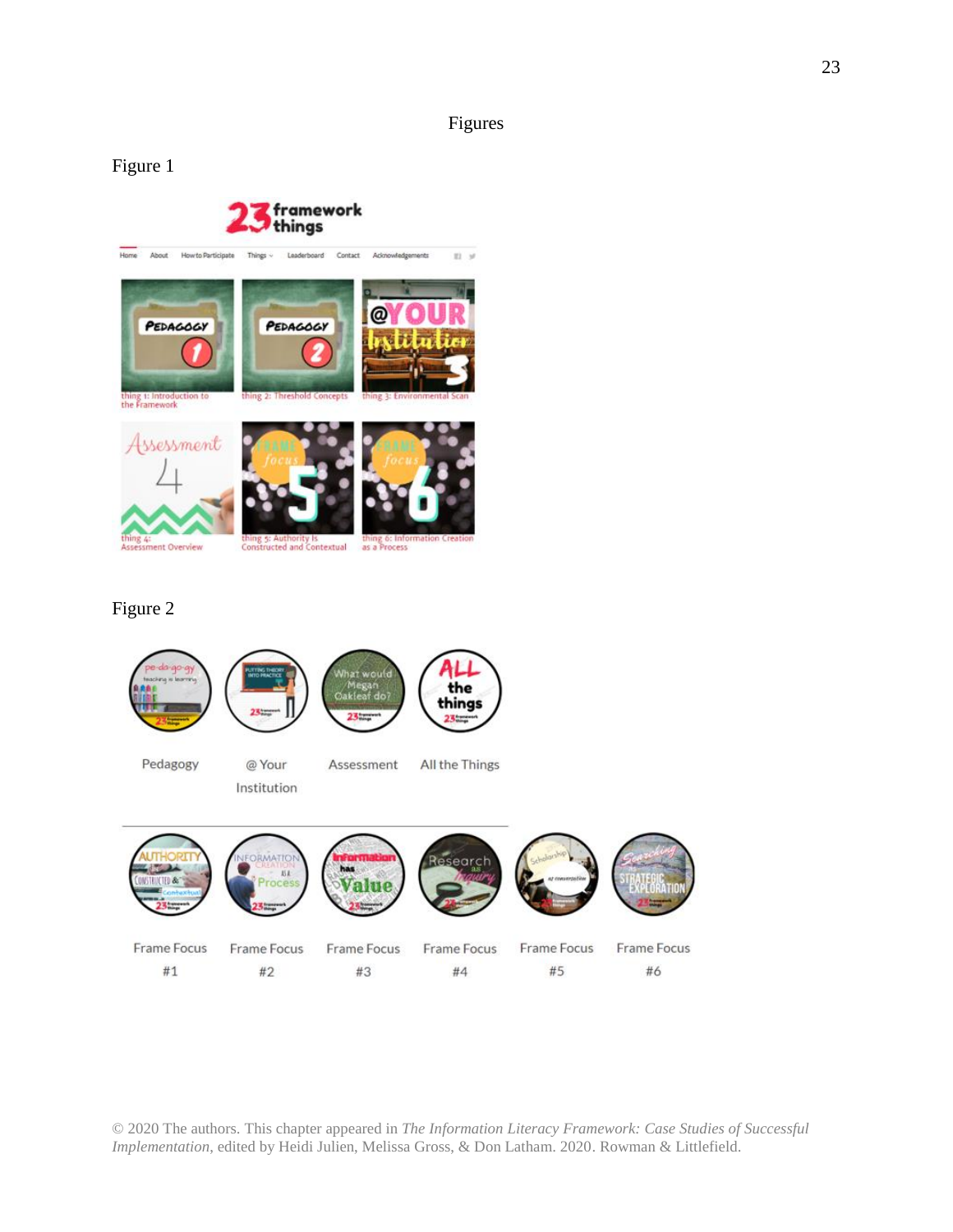# Figures

Figure 1

Figure 2

© 2020 The authors. This chapter appeared in *The Information Literacy Framework: Case Studies of Successful Implementation*, edited by Heidi Julien, Melissa Gross, & Don Latham. 2020. Rowman & Littlefield.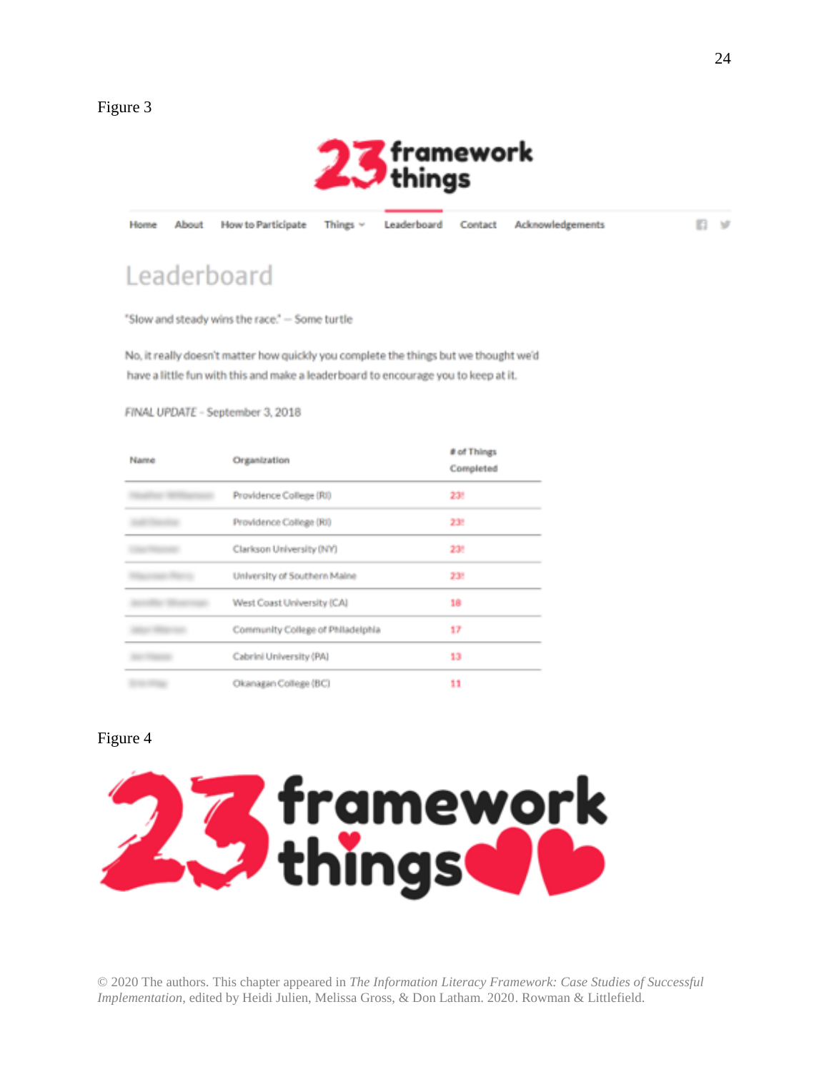Figure 3

23 framework things

Home About How to Participate Things Leaderboard Contact Acknowledgements

Leaderboard

"Slow and steady wins the race." — Some turtle

No, it really doesn't matter how quickly you complete the things but we thought we'd have a little fun with this and make a leaderboard to encourage you to keep at it.

*FINAL UPDATE* - September 3, 2018

| Name | Organization | # of Things Completed |
|---|---|---|
| | Providence College (RI) | 23! |
| | Providence College (RI) | 23! |
| | Clarkson University (NY) | 23! |
| | University of Southern Maine | 23! |
| | West Coast University (CA) | 18 |
| | Community College of Philadelphia | 17 |
| | Cabrini University (PA) | 13 |
| | Okanagan College (BC) | 11 |

Figure 4

23 framework things

© 2020 The authors. This chapter appeared in *The Information Literacy Framework: Case Studies of Successful Implementation*, edited by Heidi Julien, Melissa Gross, & Don Latham. 2020. Rowman & Littlefield.